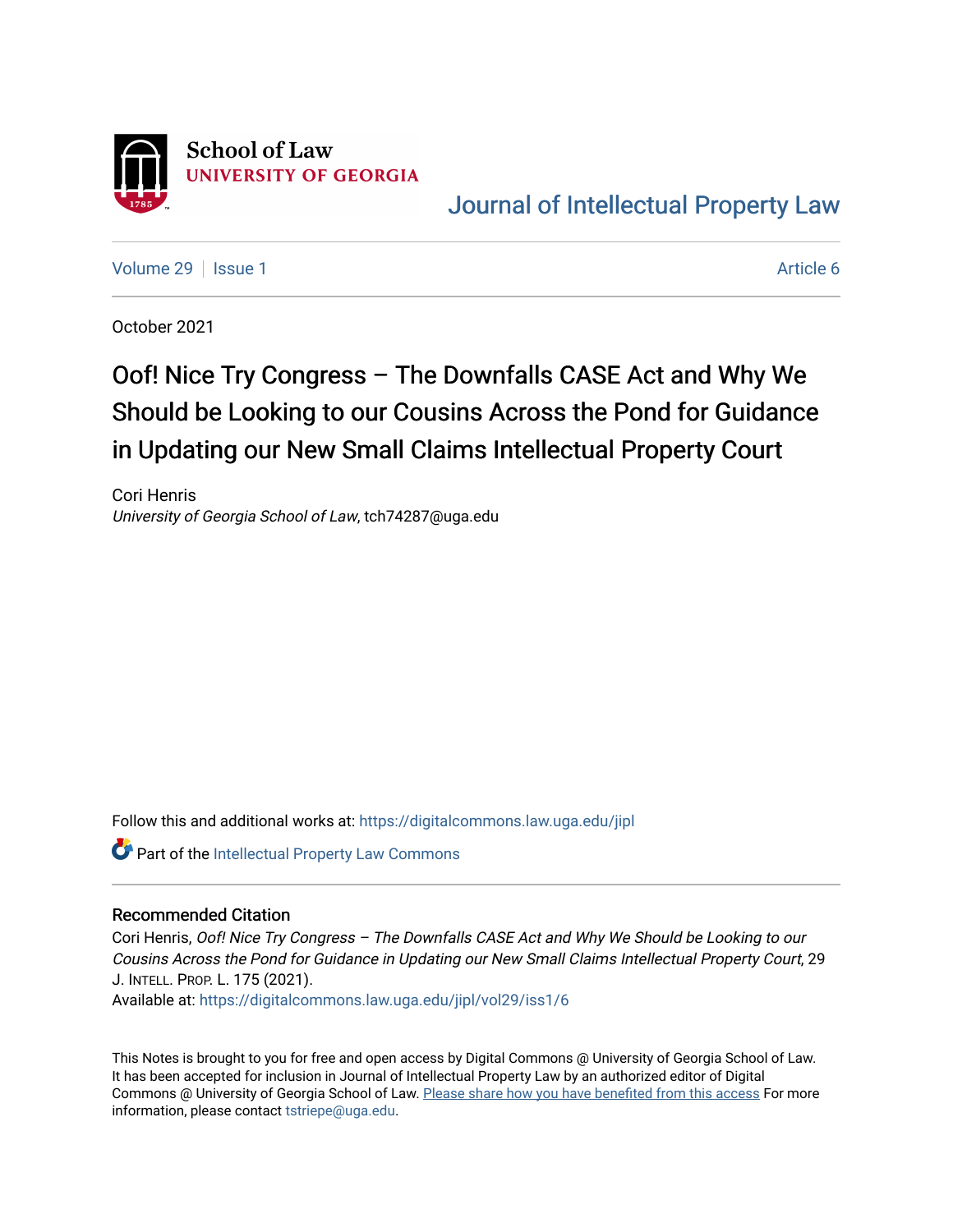School of Law
UNIVERSITY OF GEORGIA

Journal of Intellectual Property Law

Volume 29 | Issue 1 | Article 6

October 2021

# Oof! Nice Try Congress – The Downfalls CASE Act and Why We Should be Looking to our Cousins Across the Pond for Guidance in Updating our New Small Claims Intellectual Property Court

Cori Henris
*University of Georgia School of Law*, tch74287@uga.edu

Follow this and additional works at: https://digitalcommons.law.uga.edu/jipl

Part of the Intellectual Property Law Commons

## Recommended Citation

Cori Henris, *Oof! Nice Try Congress – The Downfalls CASE Act and Why We Should be Looking to our Cousins Across the Pond for Guidance in Updating our New Small Claims Intellectual Property Court*, 29 J. INTELL. PROP. L. 175 (2021).
Available at: https://digitalcommons.law.uga.edu/jipl/vol29/iss1/6

This Notes is brought to you for free and open access by Digital Commons @ University of Georgia School of Law. It has been accepted for inclusion in Journal of Intellectual Property Law by an authorized editor of Digital Commons @ University of Georgia School of Law. Please share how you have benefited from this access For more information, please contact tstriepe@uga.edu.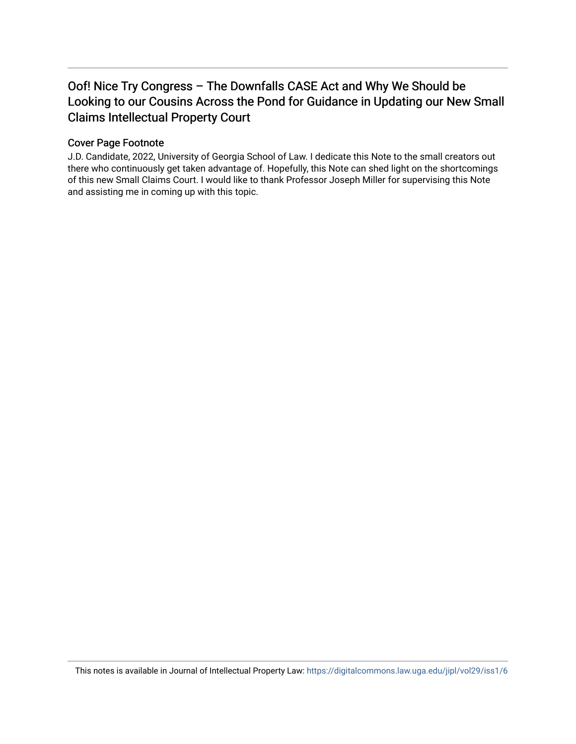# Oof! Nice Try Congress – The Downfalls CASE Act and Why We Should be Looking to our Cousins Across the Pond for Guidance in Updating our New Small Claims Intellectual Property Court

## Cover Page Footnote

J.D. Candidate, 2022, University of Georgia School of Law. I dedicate this Note to the small creators out there who continuously get taken advantage of. Hopefully, this Note can shed light on the shortcomings of this new Small Claims Court. I would like to thank Professor Joseph Miller for supervising this Note and assisting me in coming up with this topic.

This notes is available in Journal of Intellectual Property Law: https://digitalcommons.law.uga.edu/jipl/vol29/iss1/6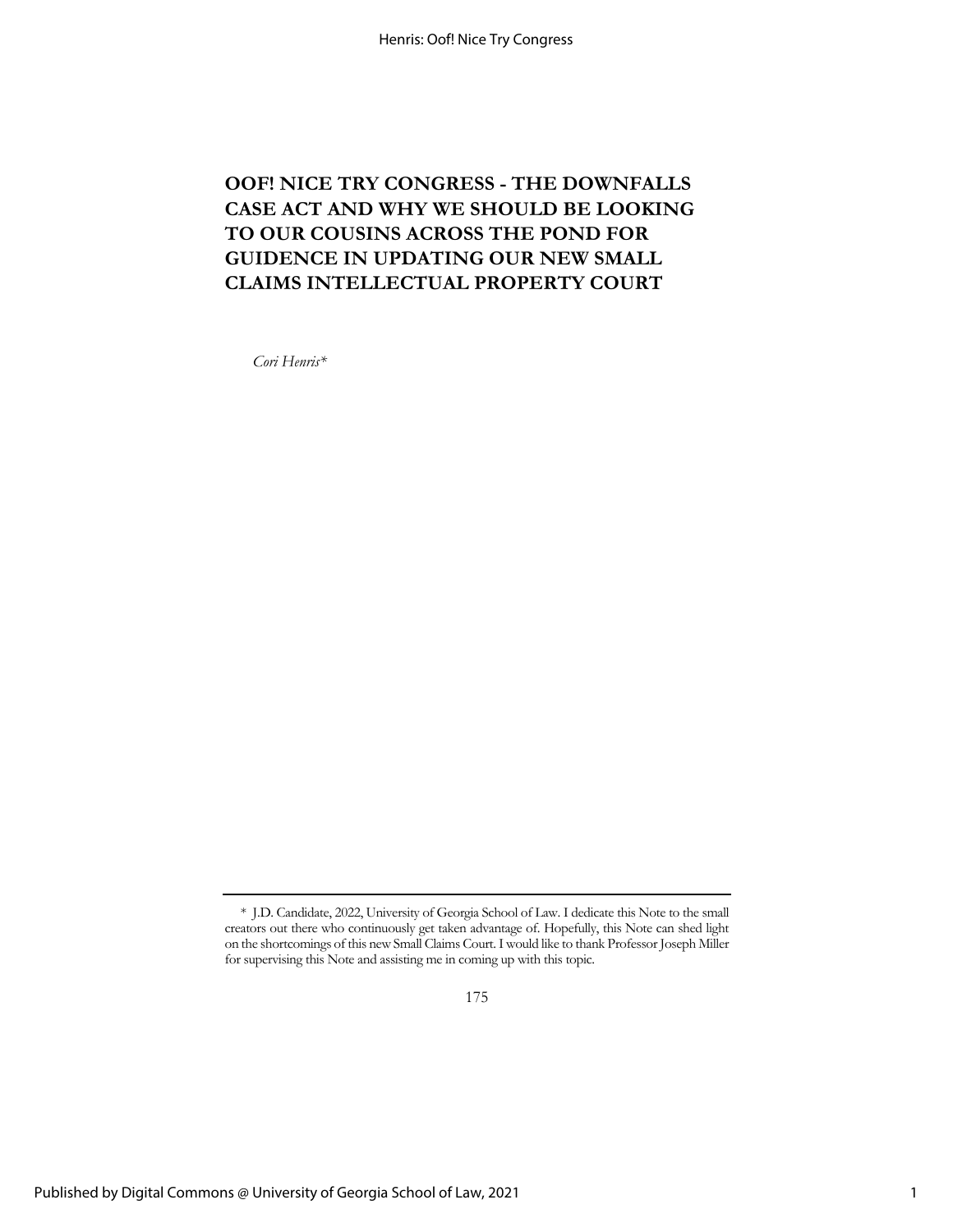# OOF! NICE TRY CONGRESS - THE DOWNFALLS CASE ACT AND WHY WE SHOULD BE LOOKING TO OUR COUSINS ACROSS THE POND FOR GUIDENCE IN UPDATING OUR NEW SMALL CLAIMS INTELLECTUAL PROPERTY COURT

*Cori Henris\**

---

\* J.D. Candidate, 2022, University of Georgia School of Law. I dedicate this Note to the small creators out there who continuously get taken advantage of. Hopefully, this Note can shed light on the shortcomings of this new Small Claims Court. I would like to thank Professor Joseph Miller for supervising this Note and assisting me in coming up with this topic.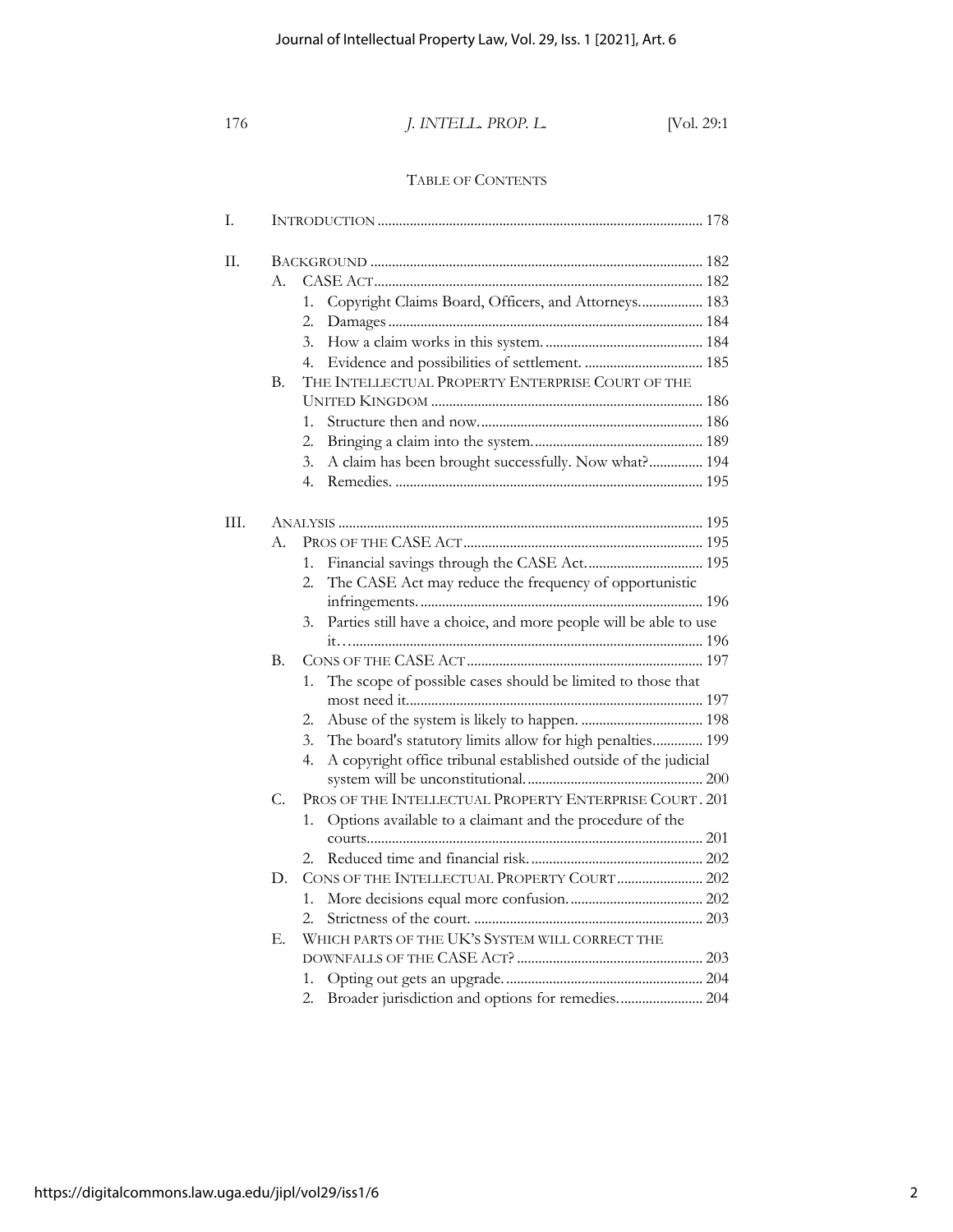## TABLE OF CONTENTS

I. INTRODUCTION .......................................................................................... 178

II. BACKGROUND ............................................................................................ 182
- A. CASE ACT ........................................................................................... 182
  1. Copyright Claims Board, Officers, and Attorneys.................. 183
  2. Damages ....................................................................................... 184
  3. How a claim works in this system. ............................................ 184
  4. Evidence and possibilities of settlement. ................................. 185
- B. THE INTELLECTUAL PROPERTY ENTERPRISE COURT OF THE UNITED KINGDOM ........................................................................... 186
  1. Structure then and now. .............................................................. 186
  2. Bringing a claim into the system. ............................................... 189
  3. A claim has been brought successfully. Now what?............... 194
  4. Remedies. ..................................................................................... 195

III. ANALYSIS ..................................................................................................... 195
- A. PROS OF THE CASE ACT .................................................................. 195
  1. Financial savings through the CASE Act. ................................ 195
  2. The CASE Act may reduce the frequency of opportunistic infringements. .............................................................................. 196
  3. Parties still have a choice, and more people will be able to use it… ................................................................................................ 196
- B. CONS OF THE CASE ACT ................................................................. 197
  1. The scope of possible cases should be limited to those that most need it. ................................................................................. 197
  2. Abuse of the system is likely to happen. .................................. 198
  3. The board's statutory limits allow for high penalties............. 199
  4. A copyright office tribunal established outside of the judicial system will be unconstitutional. ................................................ 200
- C. PROS OF THE INTELLECTUAL PROPERTY ENTERPRISE COURT . 201
  1. Options available to a claimant and the procedure of the courts............................................................................................ 201
  2. Reduced time and financial risk. ................................................ 202
- D. CONS OF THE INTELLECTUAL PROPERTY COURT ........................ 202
  1. More decisions equal more confusion. ..................................... 202
  2. Strictness of the court. ................................................................ 203
- E. WHICH PARTS OF THE UK'S SYSTEM WILL CORRECT THE DOWNFALLS OF THE CASE ACT? .................................................... 203
  1. Opting out gets an upgrade. ....................................................... 204
  2. Broader jurisdiction and options for remedies. ....................... 204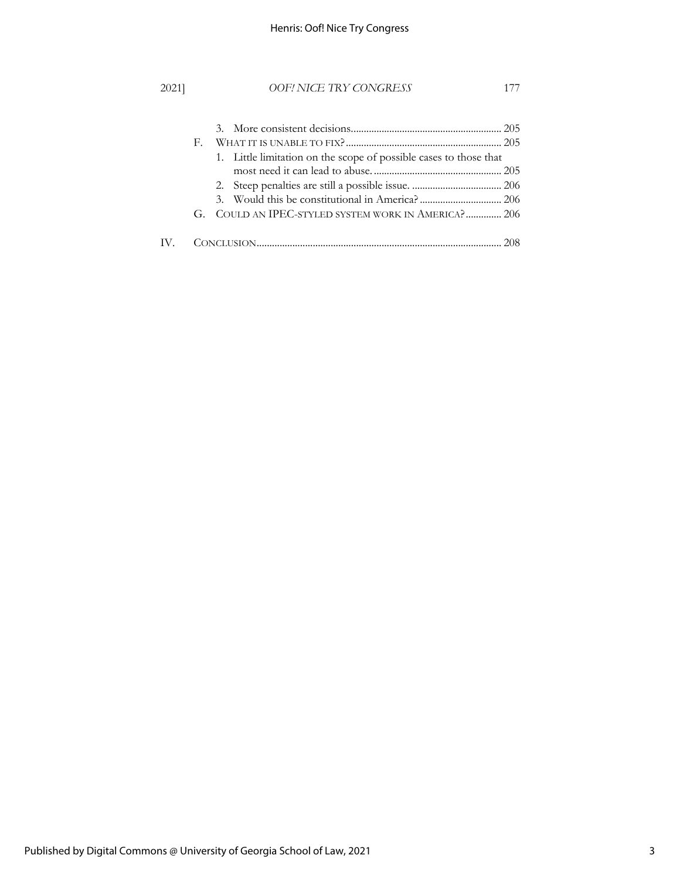3. More consistent decisions.......................................................... 205

F. WHAT IT IS UNABLE TO FIX?............................................................ 205

1. Little limitation on the scope of possible cases to those that most need it can lead to abuse. ................................................. 205

2. Steep penalties are still a possible issue. .................................. 206

3. Would this be constitutional in America? ................................ 206

G. COULD AN IPEC-STYLED SYSTEM WORK IN AMERICA?............. 206

IV. CONCLUSION............................................................................................ 208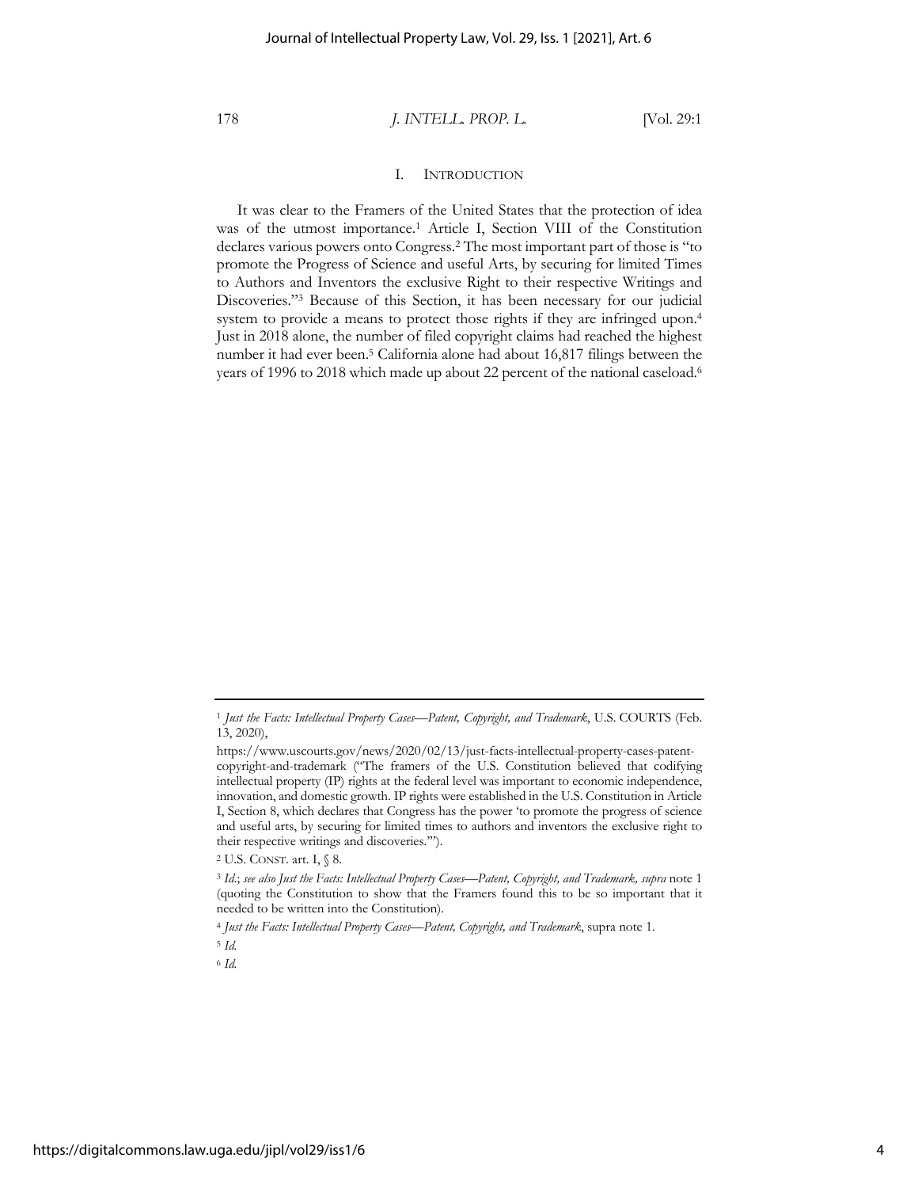## I. INTRODUCTION

It was clear to the Framers of the United States that the protection of idea was of the utmost importance.[1] Article I, Section VIII of the Constitution declares various powers onto Congress.[2] The most important part of those is "to promote the Progress of Science and useful Arts, by securing for limited Times to Authors and Inventors the exclusive Right to their respective Writings and Discoveries."[3] Because of this Section, it has been necessary for our judicial system to provide a means to protect those rights if they are infringed upon.[4] Just in 2018 alone, the number of filed copyright claims had reached the highest number it had ever been.[5] California alone had about 16,817 filings between the years of 1996 to 2018 which made up about 22 percent of the national caseload.[6]

---

[1] *Just the Facts: Intellectual Property Cases—Patent, Copyright, and Trademark*, U.S. COURTS (Feb. 13, 2020), https://www.uscourts.gov/news/2020/02/13/just-facts-intellectual-property-cases-patent-copyright-and-trademark ("The framers of the U.S. Constitution believed that codifying intellectual property (IP) rights at the federal level was important to economic independence, innovation, and domestic growth. IP rights were established in the U.S. Constitution in Article I, Section 8, which declares that Congress has the power 'to promote the progress of science and useful arts, by securing for limited times to authors and inventors the exclusive right to their respective writings and discoveries.'").

[2] U.S. CONST. art. I, § 8.

[3] *Id.*; *see also Just the Facts: Intellectual Property Cases—Patent, Copyright, and Trademark*, *supra* note 1 (quoting the Constitution to show that the Framers found this to be so important that it needed to be written into the Constitution).

[4] *Just the Facts: Intellectual Property Cases—Patent, Copyright, and Trademark*, supra note 1.

[5] *Id.*

[6] *Id.*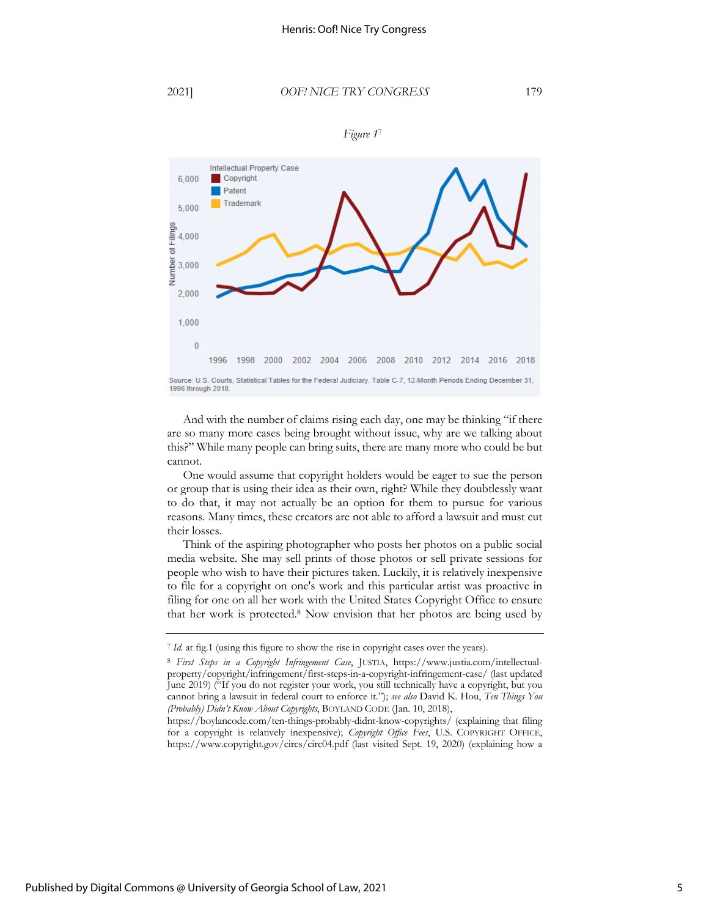*Figure 1*[7]

Intellectual Property Case
Copyright
Patent
Trademark

Number of Filings

6,000
5,000
4,000
3,000
2,000
1,000
0

1996 1998 2000 2002 2004 2006 2008 2010 2012 2014 2016 2018

Source: U.S. Courts, Statistical Tables for the Federal Judiciary. Table C-7, 12-Month Periods Ending December 31, 1996 through 2018.

And with the number of claims rising each day, one may be thinking "if there are so many more cases being brought without issue, why are we talking about this?" While many people can bring suits, there are many more who could be but cannot.

One would assume that copyright holders would be eager to sue the person or group that is using their idea as their own, right? While they doubtlessly want to do that, it may not actually be an option for them to pursue for various reasons. Many times, these creators are not able to afford a lawsuit and must cut their losses.

Think of the aspiring photographer who posts her photos on a public social media website. She may sell prints of those photos or sell private sessions for people who wish to have their pictures taken. Luckily, it is relatively inexpensive to file for a copyright on one's work and this particular artist was proactive in filing for one on all her work with the United States Copyright Office to ensure that her work is protected.[8] Now envision that her photos are being used by

---

[7] *Id.* at fig.1 (using this figure to show the rise in copyright cases over the years).

[8] *First Steps in a Copyright Infringement Case*, JUSTIA, https://www.justia.com/intellectual-property/copyright/infringement/first-steps-in-a-copyright-infringement-case/ (last updated June 2019) ("If you do not register your work, you still technically have a copyright, but you cannot bring a lawsuit in federal court to enforce it."); *see also* David K. Hou, *Ten Things You (Probably) Didn't Know About Copyrights*, BOYLAND CODE (Jan. 10, 2018), https://boylancode.com/ten-things-probably-didnt-know-copyrights/ (explaining that filing for a copyright is relatively inexpensive); *Copyright Office Fees*, U.S. COPYRIGHT OFFICE, https://www.copyright.gov/circs/circ04.pdf (last visited Sept. 19, 2020) (explaining how a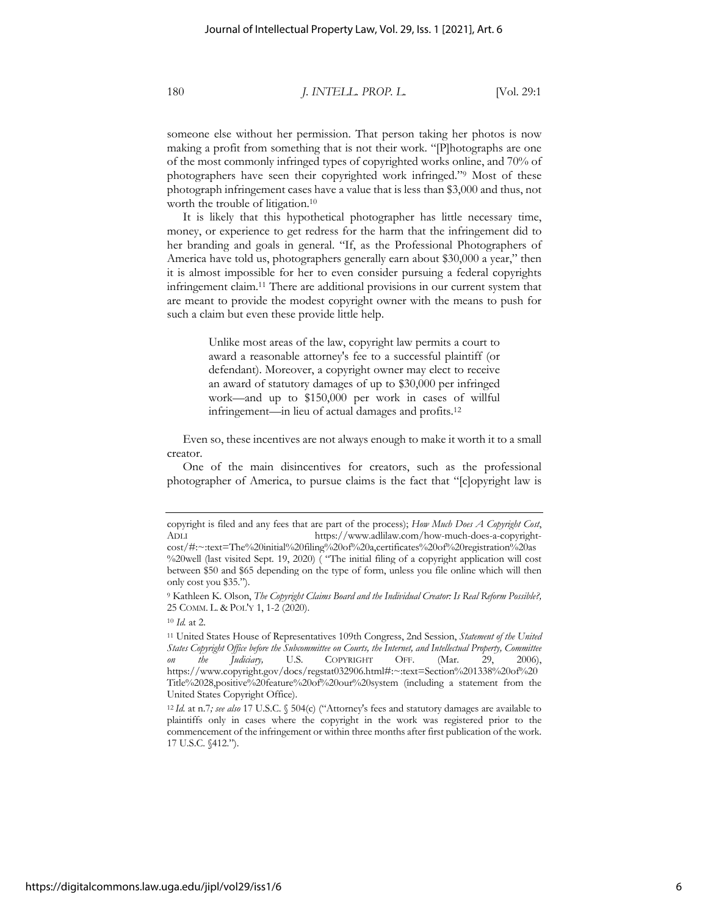someone else without her permission. That person taking her photos is now making a profit from something that is not their work. "[P]hotographs are one of the most commonly infringed types of copyrighted works online, and 70% of photographers have seen their copyrighted work infringed."[9] Most of these photograph infringement cases have a value that is less than $3,000 and thus, not worth the trouble of litigation.[10]

It is likely that this hypothetical photographer has little necessary time, money, or experience to get redress for the harm that the infringement did to her branding and goals in general. "If, as the Professional Photographers of America have told us, photographers generally earn about $30,000 a year," then it is almost impossible for her to even consider pursuing a federal copyrights infringement claim.[11] There are additional provisions in our current system that are meant to provide the modest copyright owner with the means to push for such a claim but even these provide little help.

> Unlike most areas of the law, copyright law permits a court to award a reasonable attorney's fee to a successful plaintiff (or defendant). Moreover, a copyright owner may elect to receive an award of statutory damages of up to $30,000 per infringed work—and up to $150,000 per work in cases of willful infringement—in lieu of actual damages and profits.[12]

Even so, these incentives are not always enough to make it worth it to a small creator.

One of the main disincentives for creators, such as the professional photographer of America, to pursue claims is the fact that "[c]opyright law is

---

copyright is filed and any fees that are part of the process); *How Much Does A Copyright Cost*, ADLI https://www.adlilaw.com/how-much-does-a-copyright-cost/#:~:text=The%20initial%20filing%20of%20a,certificates%20of%20registration%20as%20well (last visited Sept. 19, 2020) ( "The initial filing of a copyright application will cost between $50 and $65 depending on the type of form, unless you file online which will then only cost you $35.").

[9] Kathleen K. Olson, *The Copyright Claims Board and the Individual Creator: Is Real Reform Possible?,* 25 COMM. L. & POL'Y 1, 1-2 (2020).

[10] *Id.* at 2.

[11] United States House of Representatives 109th Congress, 2nd Session, *Statement of the United States Copyright Office before the Subcommittee on Courts, the Internet, and Intellectual Property, Committee on the Judiciary,* U.S. COPYRIGHT OFF. (Mar. 29, 2006), https://www.copyright.gov/docs/regstat032906.html#:~:text=Section%201338%20of%20Title%2028,positive%20feature%20of%20our%20system (including a statement from the United States Copyright Office).

[12] *Id.* at n.7*; see also* 17 U.S.C. § 504(c) ("Attorney's fees and statutory damages are available to plaintiffs only in cases where the copyright in the work was registered prior to the commencement of the infringement or within three months after first publication of the work. 17 U.S.C. §412.").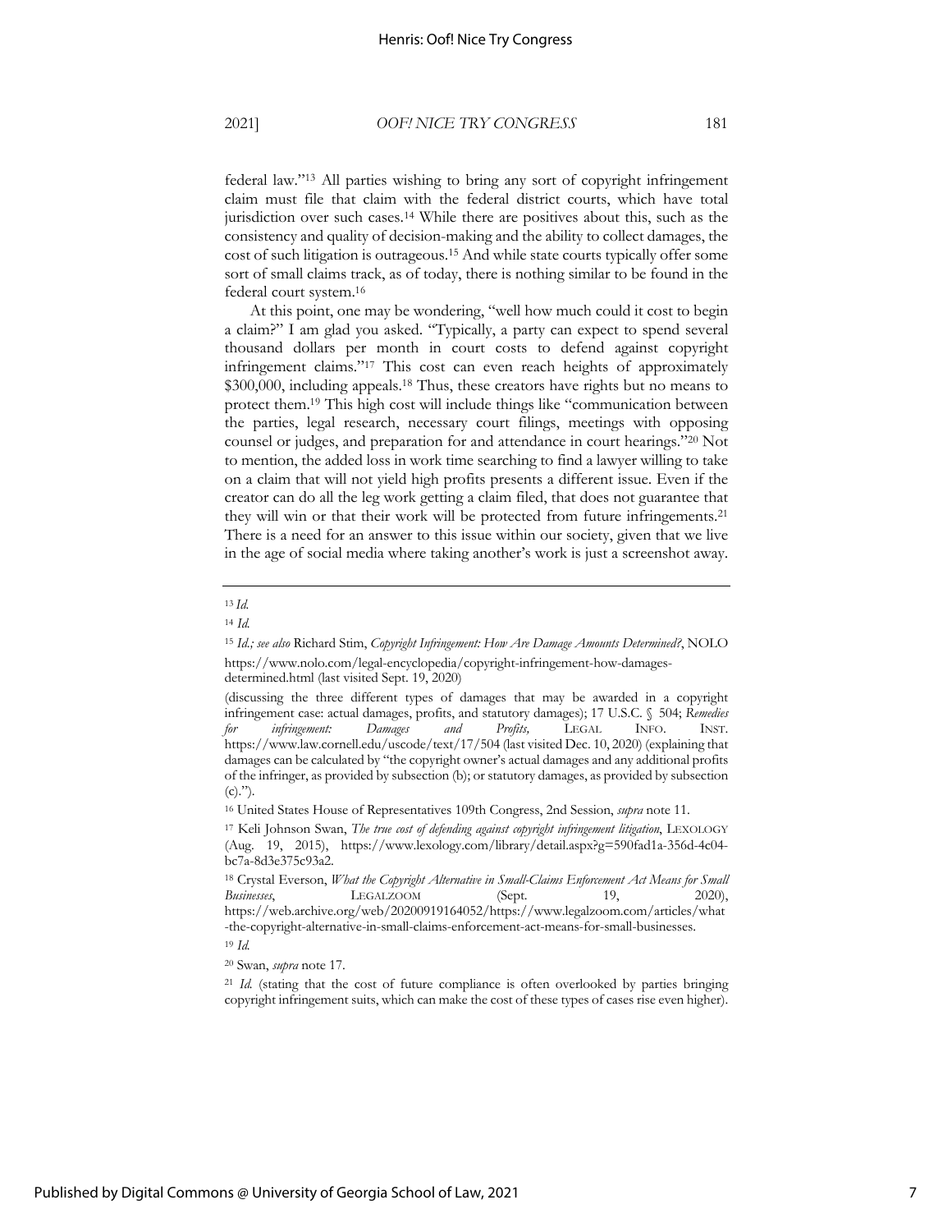federal law."[13] All parties wishing to bring any sort of copyright infringement claim must file that claim with the federal district courts, which have total jurisdiction over such cases.[14] While there are positives about this, such as the consistency and quality of decision-making and the ability to collect damages, the cost of such litigation is outrageous.[15] And while state courts typically offer some sort of small claims track, as of today, there is nothing similar to be found in the federal court system.[16]

At this point, one may be wondering, "well how much could it cost to begin a claim?" I am glad you asked. "Typically, a party can expect to spend several thousand dollars per month in court costs to defend against copyright infringement claims."[17] This cost can even reach heights of approximately \$300,000, including appeals.[18] Thus, these creators have rights but no means to protect them.[19] This high cost will include things like "communication between the parties, legal research, necessary court filings, meetings with opposing counsel or judges, and preparation for and attendance in court hearings."[20] Not to mention, the added loss in work time searching to find a lawyer willing to take on a claim that will not yield high profits presents a different issue. Even if the creator can do all the leg work getting a claim filed, that does not guarantee that they will win or that their work will be protected from future infringements.[21] There is a need for an answer to this issue within our society, given that we live in the age of social media where taking another's work is just a screenshot away.

---

[13] *Id.*

[14] *Id.*

[15] *Id.; see also* Richard Stim, *Copyright Infringement: How Are Damage Amounts Determined?*, NOLO https://www.nolo.com/legal-encyclopedia/copyright-infringement-how-damages-determined.html (last visited Sept. 19, 2020) (discussing the three different types of damages that may be awarded in a copyright infringement case: actual damages, profits, and statutory damages); 17 U.S.C. § 504; *Remedies for infringement: Damages and Profits,* LEGAL INFO. INST. https://www.law.cornell.edu/uscode/text/17/504 (last visited Dec. 10, 2020) (explaining that damages can be calculated by "the copyright owner's actual damages and any additional profits of the infringer, as provided by subsection (b); or statutory damages, as provided by subsection (c).").

[16] United States House of Representatives 109th Congress, 2nd Session, *supra* note 11.

[17] Keli Johnson Swan, *The true cost of defending against copyright infringement litigation*, LEXOLOGY (Aug. 19, 2015), https://www.lexology.com/library/detail.aspx?g=590fad1a-356d-4c04-bc7a-8d3e375c93a2.

[18] Crystal Everson, *What the Copyright Alternative in Small-Claims Enforcement Act Means for Small Businesses*, LEGALZOOM (Sept. 19, 2020), https://web.archive.org/web/20200919164052/https://www.legalzoom.com/articles/what-the-copyright-alternative-in-small-claims-enforcement-act-means-for-small-businesses.

[19] *Id.*

[20] Swan, *supra* note 17.

[21] *Id.* (stating that the cost of future compliance is often overlooked by parties bringing copyright infringement suits, which can make the cost of these types of cases rise even higher).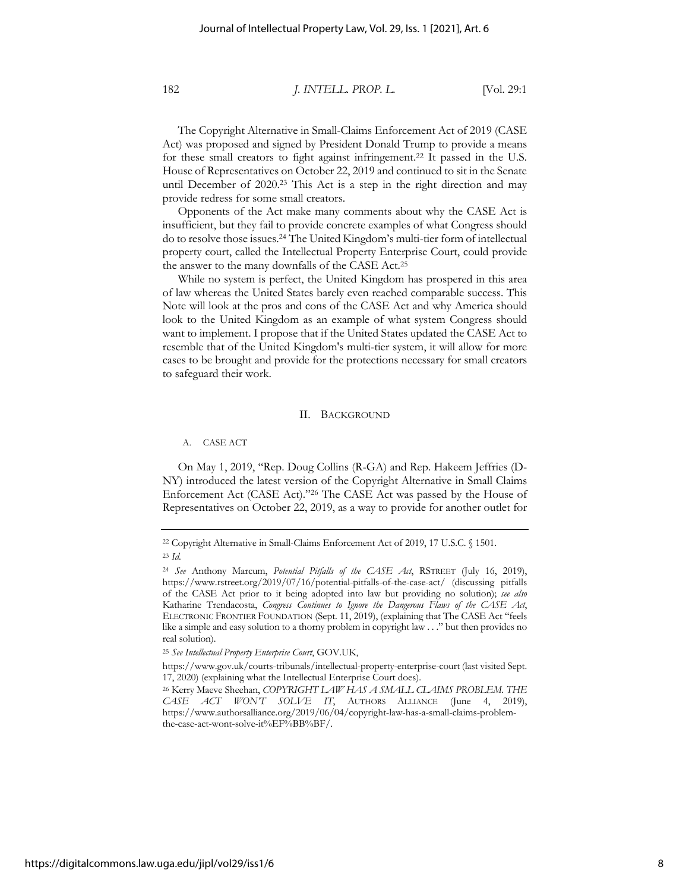The Copyright Alternative in Small-Claims Enforcement Act of 2019 (CASE Act) was proposed and signed by President Donald Trump to provide a means for these small creators to fight against infringement.[22] It passed in the U.S. House of Representatives on October 22, 2019 and continued to sit in the Senate until December of 2020.[23] This Act is a step in the right direction and may provide redress for some small creators.

Opponents of the Act make many comments about why the CASE Act is insufficient, but they fail to provide concrete examples of what Congress should do to resolve those issues.[24] The United Kingdom's multi-tier form of intellectual property court, called the Intellectual Property Enterprise Court, could provide the answer to the many downfalls of the CASE Act.[25]

While no system is perfect, the United Kingdom has prospered in this area of law whereas the United States barely even reached comparable success. This Note will look at the pros and cons of the CASE Act and why America should look to the United Kingdom as an example of what system Congress should want to implement. I propose that if the United States updated the CASE Act to resemble that of the United Kingdom's multi-tier system, it will allow for more cases to be brought and provide for the protections necessary for small creators to safeguard their work.

## II. BACKGROUND

### A. CASE ACT

On May 1, 2019, "Rep. Doug Collins (R-GA) and Rep. Hakeem Jeffries (D-NY) introduced the latest version of the Copyright Alternative in Small Claims Enforcement Act (CASE Act)."[26] The CASE Act was passed by the House of Representatives on October 22, 2019, as a way to provide for another outlet for

---

[22] Copyright Alternative in Small-Claims Enforcement Act of 2019, 17 U.S.C. § 1501.

[23] *Id.*

[24] *See* Anthony Marcum, *Potential Pitfalls of the CASE Act*, RSTREET (July 16, 2019), https://www.rstreet.org/2019/07/16/potential-pitfalls-of-the-case-act/ (discussing pitfalls of the CASE Act prior to it being adopted into law but providing no solution); *see also* Katharine Trendacosta, *Congress Continues to Ignore the Dangerous Flaws of the CASE Act*, ELECTRONIC FRONTIER FOUNDATION (Sept. 11, 2019), (explaining that The CASE Act "feels like a simple and easy solution to a thorny problem in copyright law . . ." but then provides no real solution).

[25] *See Intellectual Property Enterprise Court*, GOV.UK, https://www.gov.uk/courts-tribunals/intellectual-property-enterprise-court (last visited Sept. 17, 2020) (explaining what the Intellectual Enterprise Court does).

[26] Kerry Maeve Sheehan, *COPYRIGHT LAW HAS A SMALL CLAIMS PROBLEM. THE CASE ACT WON'T SOLVE IT*, AUTHORS ALLIANCE (June 4, 2019), https://www.authorsalliance.org/2019/06/04/copyright-law-has-a-small-claims-problem-the-case-act-wont-solve-it%EF%BB%BF/.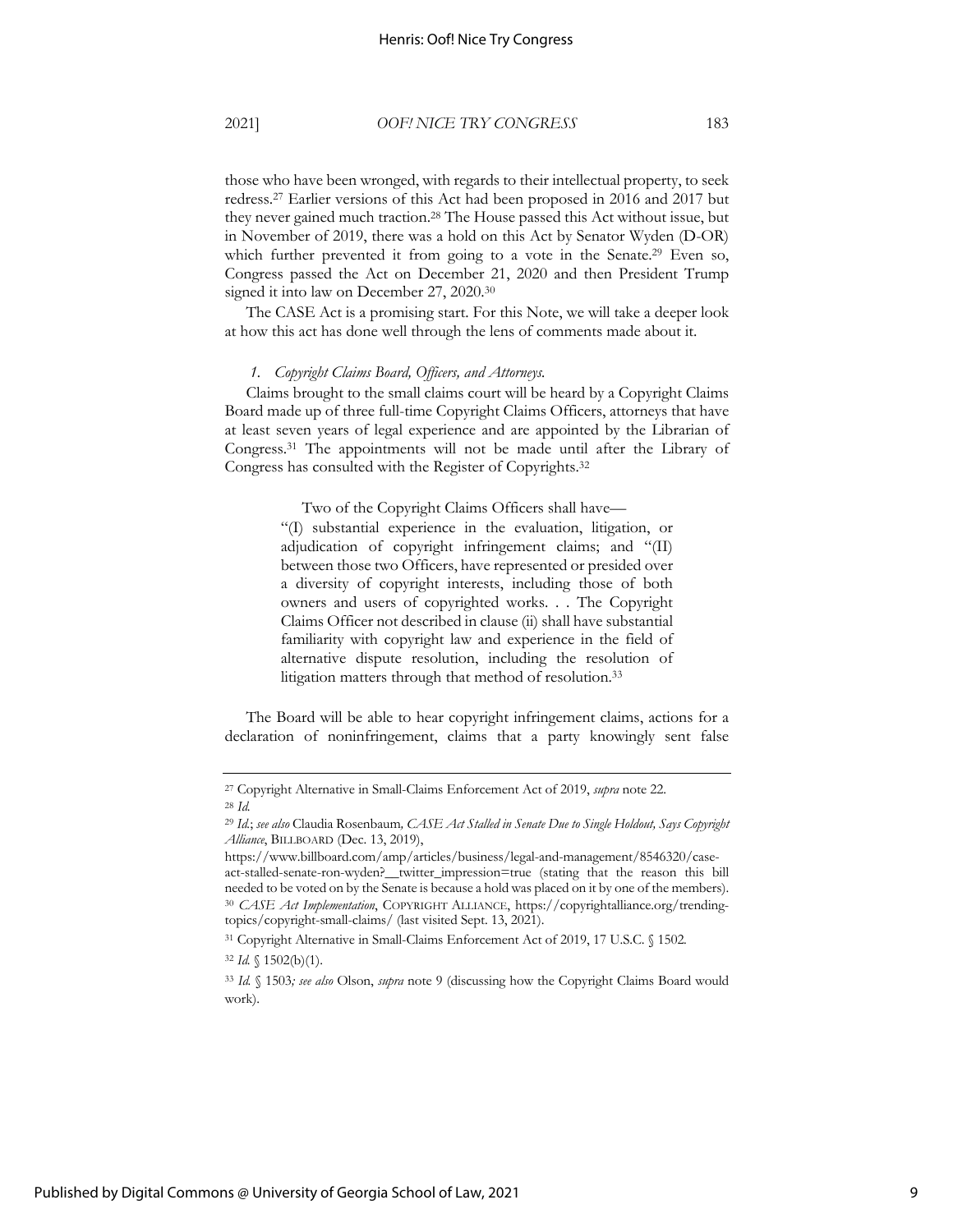those who have been wronged, with regards to their intellectual property, to seek redress.[27] Earlier versions of this Act had been proposed in 2016 and 2017 but they never gained much traction.[28] The House passed this Act without issue, but in November of 2019, there was a hold on this Act by Senator Wyden (D-OR) which further prevented it from going to a vote in the Senate.[29] Even so, Congress passed the Act on December 21, 2020 and then President Trump signed it into law on December 27, 2020.[30]

The CASE Act is a promising start. For this Note, we will take a deeper look at how this act has done well through the lens of comments made about it.

### *1. Copyright Claims Board, Officers, and Attorneys.*

Claims brought to the small claims court will be heard by a Copyright Claims Board made up of three full-time Copyright Claims Officers, attorneys that have at least seven years of legal experience and are appointed by the Librarian of Congress.[31] The appointments will not be made until after the Library of Congress has consulted with the Register of Copyrights.[32]

> Two of the Copyright Claims Officers shall have—
> "(I) substantial experience in the evaluation, litigation, or adjudication of copyright infringement claims; and "(II) between those two Officers, have represented or presided over a diversity of copyright interests, including those of both owners and users of copyrighted works. . . The Copyright Claims Officer not described in clause (ii) shall have substantial familiarity with copyright law and experience in the field of alternative dispute resolution, including the resolution of litigation matters through that method of resolution.[33]

The Board will be able to hear copyright infringement claims, actions for a declaration of noninfringement, claims that a party knowingly sent false

---

[27] Copyright Alternative in Small-Claims Enforcement Act of 2019, *supra* note 22.

[28] *Id.*

[29] *Id.*; *see also* Claudia Rosenbaum, *CASE Act Stalled in Senate Due to Single Holdout, Says Copyright Alliance*, BILLBOARD (Dec. 13, 2019), https://www.billboard.com/amp/articles/business/legal-and-management/8546320/case-act-stalled-senate-ron-wyden?__twitter_impression=true (stating that the reason this bill needed to be voted on by the Senate is because a hold was placed on it by one of the members).

[30] *CASE Act Implementation*, COPYRIGHT ALLIANCE, https://copyrightalliance.org/trending-topics/copyright-small-claims/ (last visited Sept. 13, 2021).

[31] Copyright Alternative in Small-Claims Enforcement Act of 2019, 17 U.S.C. § 1502.

[32] *Id.* § 1502(b)(1).

[33] *Id.* § 1503*; see also* Olson, *supra* note 9 (discussing how the Copyright Claims Board would work).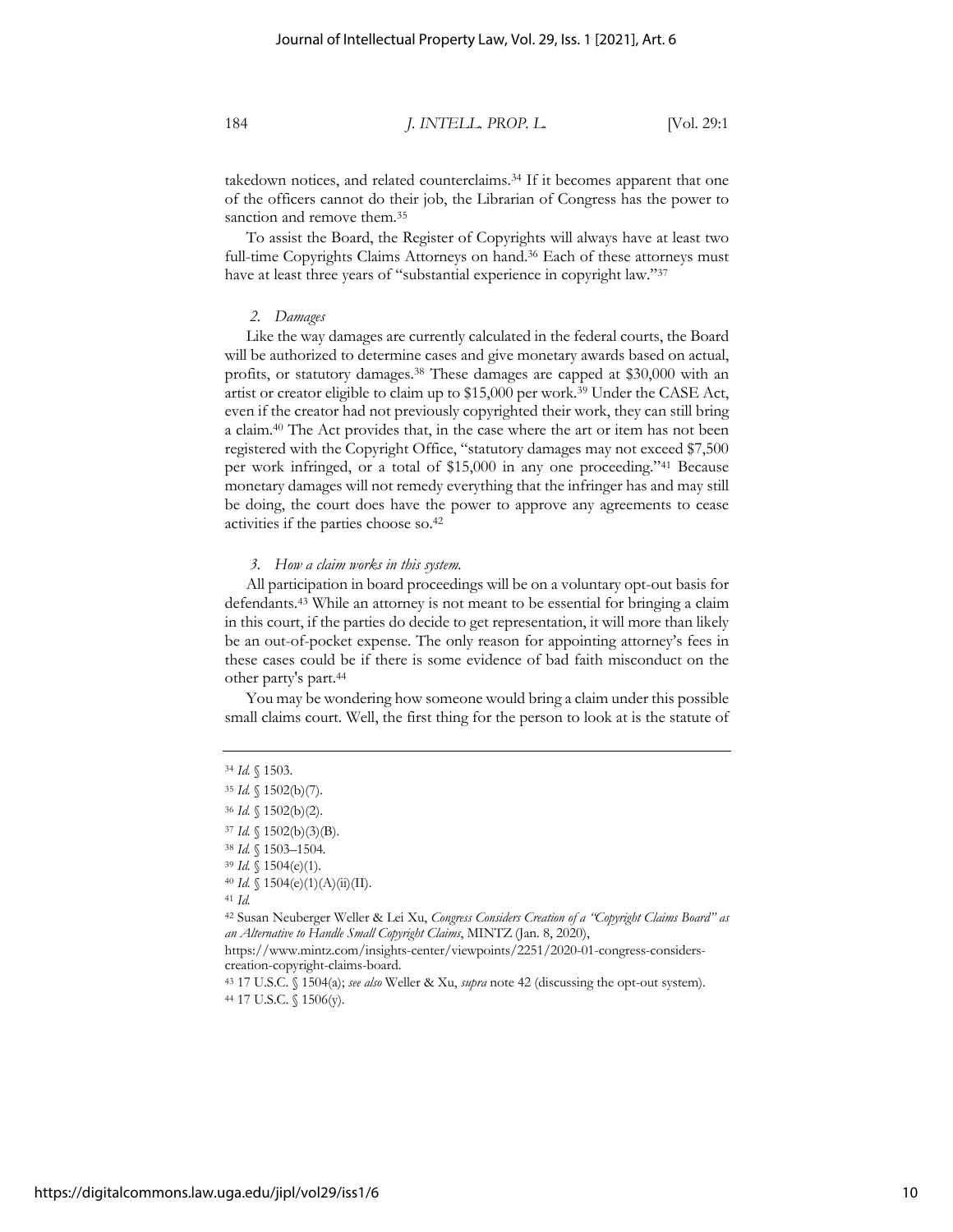takedown notices, and related counterclaims.[34] If it becomes apparent that one of the officers cannot do their job, the Librarian of Congress has the power to sanction and remove them.[35]

To assist the Board, the Register of Copyrights will always have at least two full-time Copyrights Claims Attorneys on hand.[36] Each of these attorneys must have at least three years of "substantial experience in copyright law."[37]

### *2. Damages*

Like the way damages are currently calculated in the federal courts, the Board will be authorized to determine cases and give monetary awards based on actual, profits, or statutory damages.[38] These damages are capped at $30,000 with an artist or creator eligible to claim up to $15,000 per work.[39] Under the CASE Act, even if the creator had not previously copyrighted their work, they can still bring a claim.[40] The Act provides that, in the case where the art or item has not been registered with the Copyright Office, "statutory damages may not exceed $7,500 per work infringed, or a total of $15,000 in any one proceeding."[41] Because monetary damages will not remedy everything that the infringer has and may still be doing, the court does have the power to approve any agreements to cease activities if the parties choose so.[42]

### *3. How a claim works in this system.*

All participation in board proceedings will be on a voluntary opt-out basis for defendants.[43] While an attorney is not meant to be essential for bringing a claim in this court, if the parties do decide to get representation, it will more than likely be an out-of-pocket expense. The only reason for appointing attorney's fees in these cases could be if there is some evidence of bad faith misconduct on the other party's part.[44]

You may be wondering how someone would bring a claim under this possible small claims court. Well, the first thing for the person to look at is the statute of

---

[34] *Id.* § 1503.

[35] *Id.* § 1502(b)(7).

[36] *Id.* § 1502(b)(2).

[37] *Id.* § 1502(b)(3)(B).

[38] *Id.* § 1503–1504.

[39] *Id.* § 1504(e)(1).

[40] *Id.* § 1504(e)(1)(A)(ii)(II).

[41] *Id.*

[42] Susan Neuberger Weller & Lei Xu, *Congress Considers Creation of a "Copyright Claims Board" as an Alternative to Handle Small Copyright Claims*, MINTZ (Jan. 8, 2020), https://www.mintz.com/insights-center/viewpoints/2251/2020-01-congress-considers-creation-copyright-claims-board.

[43] 17 U.S.C. § 1504(a); *see also* Weller & Xu, *supra* note 42 (discussing the opt-out system).

[44] 17 U.S.C. § 1506(y).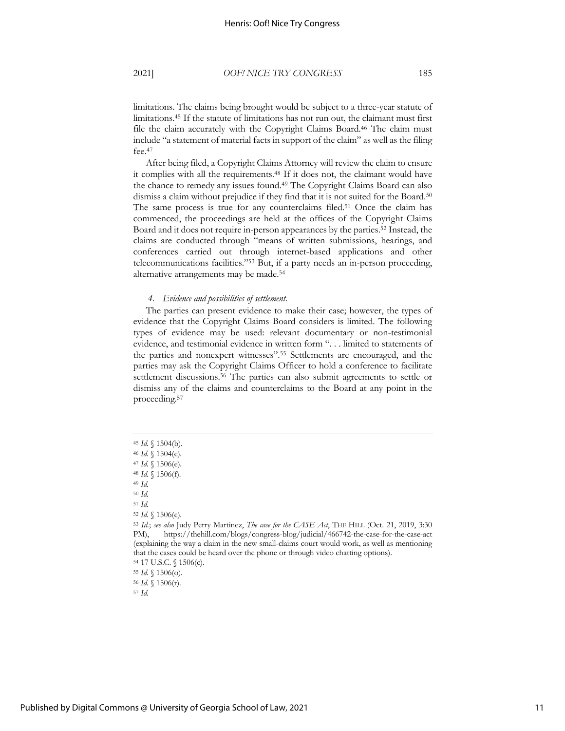limitations. The claims being brought would be subject to a three-year statute of limitations.[45] If the statute of limitations has not run out, the claimant must first file the claim accurately with the Copyright Claims Board.[46] The claim must include "a statement of material facts in support of the claim" as well as the filing fee.[47]

After being filed, a Copyright Claims Attorney will review the claim to ensure it complies with all the requirements.[48] If it does not, the claimant would have the chance to remedy any issues found.[49] The Copyright Claims Board can also dismiss a claim without prejudice if they find that it is not suited for the Board.[50] The same process is true for any counterclaims filed.[51] Once the claim has commenced, the proceedings are held at the offices of the Copyright Claims Board and it does not require in-person appearances by the parties.[52] Instead, the claims are conducted through "means of written submissions, hearings, and conferences carried out through internet-based applications and other telecommunications facilities."[53] But, if a party needs an in-person proceeding, alternative arrangements may be made.[54]

#### *4. Evidence and possibilities of settlement.*

The parties can present evidence to make their case; however, the types of evidence that the Copyright Claims Board considers is limited. The following types of evidence may be used: relevant documentary or non-testimonial evidence, and testimonial evidence in written form ". . . limited to statements of the parties and nonexpert witnesses".[55] Settlements are encouraged, and the parties may ask the Copyright Claims Officer to hold a conference to facilitate settlement discussions.[56] The parties can also submit agreements to settle or dismiss any of the claims and counterclaims to the Board at any point in the proceeding.[57]

---

[45] *Id.* § 1504(b).
[46] *Id.* § 1504(c).
[47] *Id.* § 1506(e).
[48] *Id.* § 1506(f).
[49] *Id.*
[50] *Id.*
[51] *Id.*
[52] *Id.* § 1506(c).
[53] *Id.*; *see also* Judy Perry Martinez, *The case for the CASE Act*, THE HILL (Oct. 21, 2019, 3:30 PM), https://thehill.com/blogs/congress-blog/judicial/466742-the-case-for-the-case-act (explaining the way a claim in the new small-claims court would work, as well as mentioning that the cases could be heard over the phone or through video chatting options).
[54] 17 U.S.C. § 1506(c).
[55] *Id.* § 1506(o).
[56] *Id.* § 1506(r).
[57] *Id.*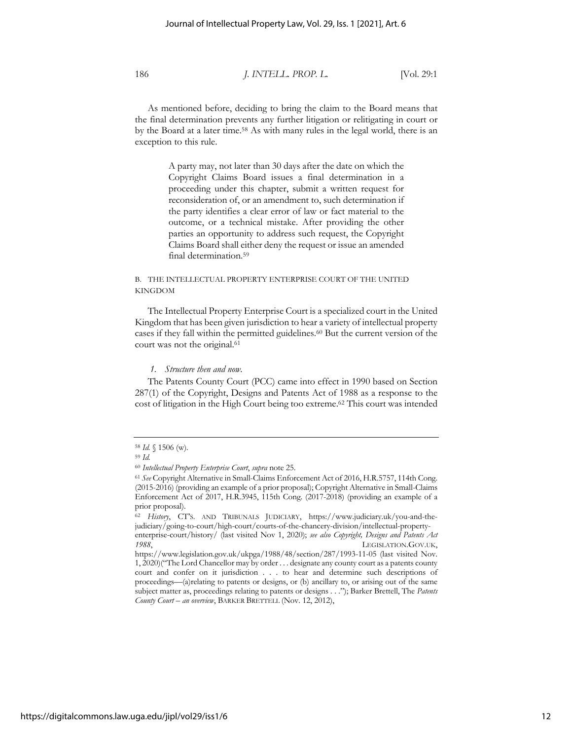As mentioned before, deciding to bring the claim to the Board means that the final determination prevents any further litigation or relitigating in court or by the Board at a later time.[58] As with many rules in the legal world, there is an exception to this rule.

> A party may, not later than 30 days after the date on which the Copyright Claims Board issues a final determination in a proceeding under this chapter, submit a written request for reconsideration of, or an amendment to, such determination if the party identifies a clear error of law or fact material to the outcome, or a technical mistake. After providing the other parties an opportunity to address such request, the Copyright Claims Board shall either deny the request or issue an amended final determination.[59]

## B. THE INTELLECTUAL PROPERTY ENTERPRISE COURT OF THE UNITED KINGDOM

The Intellectual Property Enterprise Court is a specialized court in the United Kingdom that has been given jurisdiction to hear a variety of intellectual property cases if they fall within the permitted guidelines.[60] But the current version of the court was not the original.[61]

### *1. Structure then and now.*

The Patents County Court (PCC) came into effect in 1990 based on Section 287(1) of the Copyright, Designs and Patents Act of 1988 as a response to the cost of litigation in the High Court being too extreme.[62] This court was intended

---

[58] *Id.* § 1506 (w).

[59] *Id.*

[60] *Intellectual Property Enterprise Court*, *supra* note 25.

[61] *See* Copyright Alternative in Small-Claims Enforcement Act of 2016, H.R.5757, 114th Cong. (2015-2016) (providing an example of a prior proposal); Copyright Alternative in Small-Claims Enforcement Act of 2017, H.R.3945, 115th Cong. (2017-2018) (providing an example of a prior proposal).

[62] *History*, CT'S. AND TRIBUNALS JUDICIARY, https://www.judiciary.uk/you-and-the-judiciary/going-to-court/high-court/courts-of-the-chancery-division/intellectual-property-enterprise-court/history/ (last visited Nov 1, 2020); *see also Copyright, Designs and Patents Act 1988*, LEGISLATION.GOV.UK, https://www.legislation.gov.uk/ukpga/1988/48/section/287/1993-11-05 (last visited Nov. 1, 2020)("The Lord Chancellor may by order . . . designate any county court as a patents county court and confer on it jurisdiction . . . to hear and determine such descriptions of proceedings—(a)relating to patents or designs, or (b) ancillary to, or arising out of the same subject matter as, proceedings relating to patents or designs . . ."); Barker Brettell, The *Patents County Court – an overview*, BARKER BRETTELL (Nov. 12, 2012),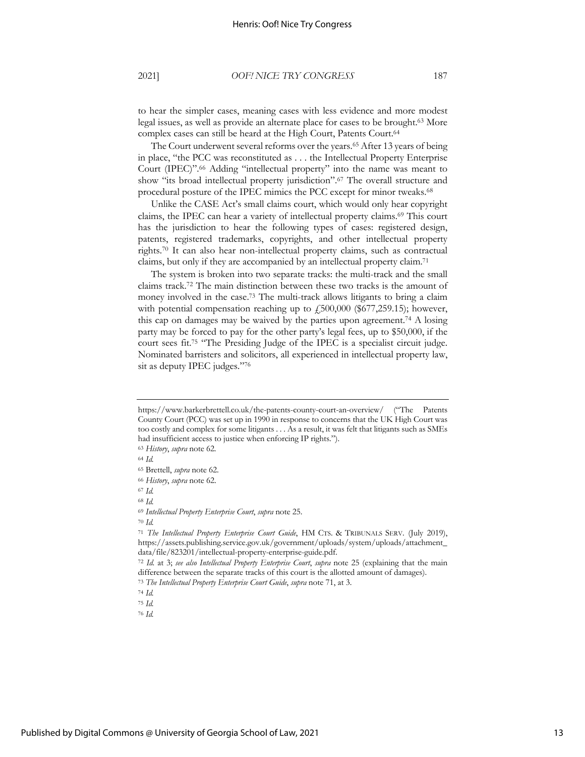to hear the simpler cases, meaning cases with less evidence and more modest legal issues, as well as provide an alternate place for cases to be brought.[63] More complex cases can still be heard at the High Court, Patents Court.[64]

The Court underwent several reforms over the years.[65] After 13 years of being in place, "the PCC was reconstituted as . . . the Intellectual Property Enterprise Court (IPEC)".[66] Adding "intellectual property" into the name was meant to show "its broad intellectual property jurisdiction".[67] The overall structure and procedural posture of the IPEC mimics the PCC except for minor tweaks.[68]

Unlike the CASE Act's small claims court, which would only hear copyright claims, the IPEC can hear a variety of intellectual property claims.[69] This court has the jurisdiction to hear the following types of cases: registered design, patents, registered trademarks, copyrights, and other intellectual property rights.[70] It can also hear non-intellectual property claims, such as contractual claims, but only if they are accompanied by an intellectual property claim.[71]

The system is broken into two separate tracks: the multi-track and the small claims track.[72] The main distinction between these two tracks is the amount of money involved in the case.[73] The multi-track allows litigants to bring a claim with potential compensation reaching up to £500,000 ($677,259.15); however, this cap on damages may be waived by the parties upon agreement.[74] A losing party may be forced to pay for the other party's legal fees, up to $50,000, if the court sees fit.[75] "The Presiding Judge of the IPEC is a specialist circuit judge. Nominated barristers and solicitors, all experienced in intellectual property law, sit as deputy IPEC judges."[76]

---

https://www.barkerbrettell.co.uk/the-patents-county-court-an-overview/ ("The Patents County Court (PCC) was set up in 1990 in response to concerns that the UK High Court was too costly and complex for some litigants . . . As a result, it was felt that litigants such as SMEs had insufficient access to justice when enforcing IP rights.").

[63] *History*, *supra* note 62.

[64] *Id.*

[65] Brettell, *supra* note 62.

[66] *History*, *supra* note 62.

[67] *Id.*

[68] *Id.*

[69] *Intellectual Property Enterprise Court*, *supra* note 25.

[70] *Id.*

[71] *The Intellectual Property Enterprise Court Guide*, HM CTS. & TRIBUNALS SERV. (July 2019), https://assets.publishing.service.gov.uk/government/uploads/system/uploads/attachment_data/file/823201/intellectual-property-enterprise-guide.pdf.

[72] *Id.* at 3; *see also Intellectual Property Enterprise Court*, *supra* note 25 (explaining that the main difference between the separate tracks of this court is the allotted amount of damages).

[73] *The Intellectual Property Enterprise Court Guide*, *supra* note 71, at 3.

[74] *Id.*

[75] *Id.*

[76] *Id.*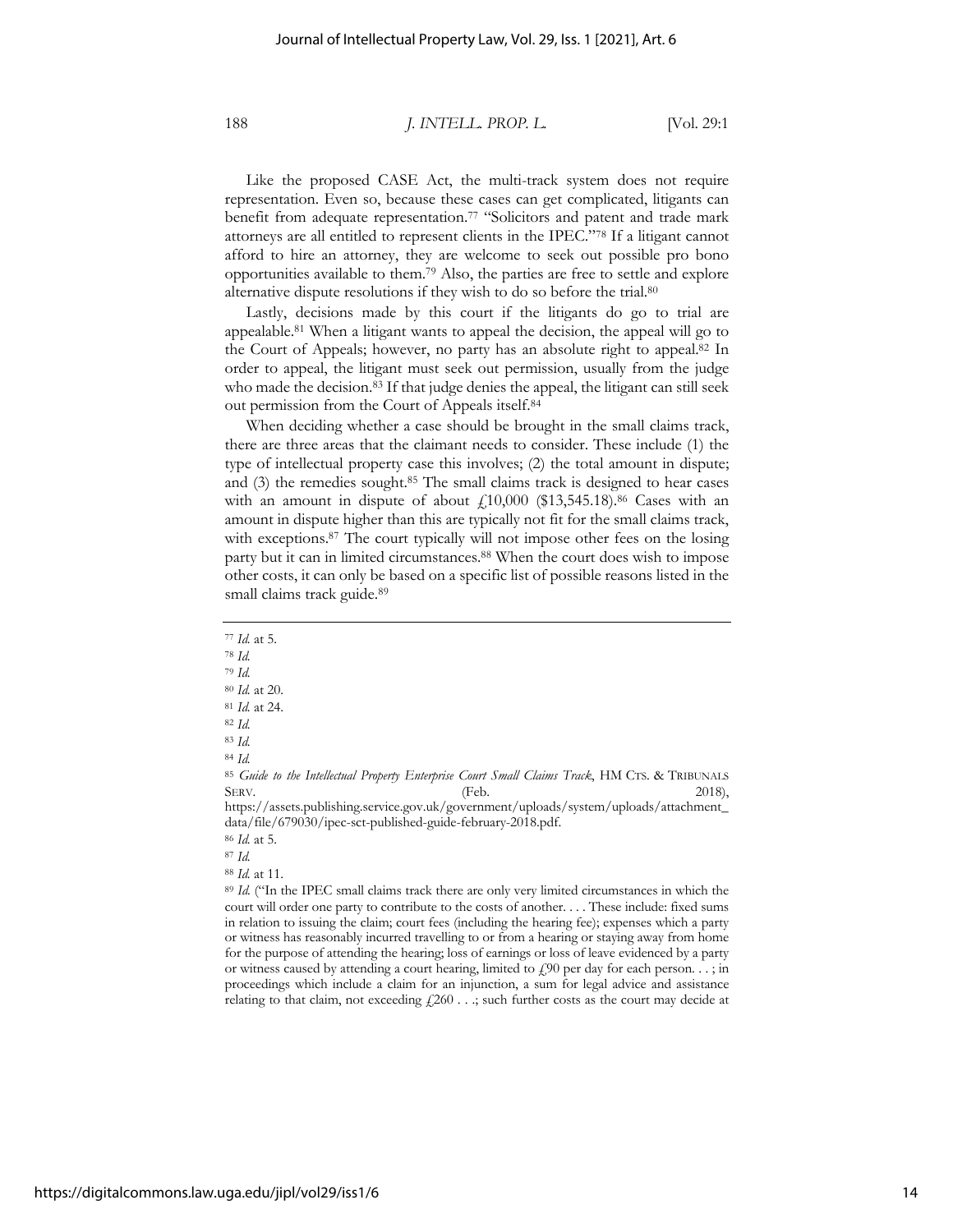Like the proposed CASE Act, the multi-track system does not require representation. Even so, because these cases can get complicated, litigants can benefit from adequate representation.[77] "Solicitors and patent and trade mark attorneys are all entitled to represent clients in the IPEC."[78] If a litigant cannot afford to hire an attorney, they are welcome to seek out possible pro bono opportunities available to them.[79] Also, the parties are free to settle and explore alternative dispute resolutions if they wish to do so before the trial.[80]

Lastly, decisions made by this court if the litigants do go to trial are appealable.[81] When a litigant wants to appeal the decision, the appeal will go to the Court of Appeals; however, no party has an absolute right to appeal.[82] In order to appeal, the litigant must seek out permission, usually from the judge who made the decision.[83] If that judge denies the appeal, the litigant can still seek out permission from the Court of Appeals itself.[84]

When deciding whether a case should be brought in the small claims track, there are three areas that the claimant needs to consider. These include (1) the type of intellectual property case this involves; (2) the total amount in dispute; and (3) the remedies sought.[85] The small claims track is designed to hear cases with an amount in dispute of about £10,000 ($13,545.18).[86] Cases with an amount in dispute higher than this are typically not fit for the small claims track, with exceptions.[87] The court typically will not impose other fees on the losing party but it can in limited circumstances.[88] When the court does wish to impose other costs, it can only be based on a specific list of possible reasons listed in the small claims track guide.[89]

---

[77] *Id.* at 5.

[78] *Id.*

[79] *Id.*

[80] *Id.* at 20.

[81] *Id.* at 24.

[82] *Id.*

[83] *Id.*

[84] *Id.*

[85] *Guide to the Intellectual Property Enterprise Court Small Claims Track*, HM CTS. & TRIBUNALS SERV. (Feb. 2018), https://assets.publishing.service.gov.uk/government/uploads/system/uploads/attachment_data/file/679030/ipec-sct-published-guide-february-2018.pdf.

[86] *Id.* at 5.

[87] *Id.*

[88] *Id.* at 11.

[89] *Id.* ("In the IPEC small claims track there are only very limited circumstances in which the court will order one party to contribute to the costs of another. . . . These include: fixed sums in relation to issuing the claim; court fees (including the hearing fee); expenses which a party or witness has reasonably incurred travelling to or from a hearing or staying away from home for the purpose of attending the hearing; loss of earnings or loss of leave evidenced by a party or witness caused by attending a court hearing, limited to £90 per day for each person. . . ; in proceedings which include a claim for an injunction, a sum for legal advice and assistance relating to that claim, not exceeding £260 . . .; such further costs as the court may decide at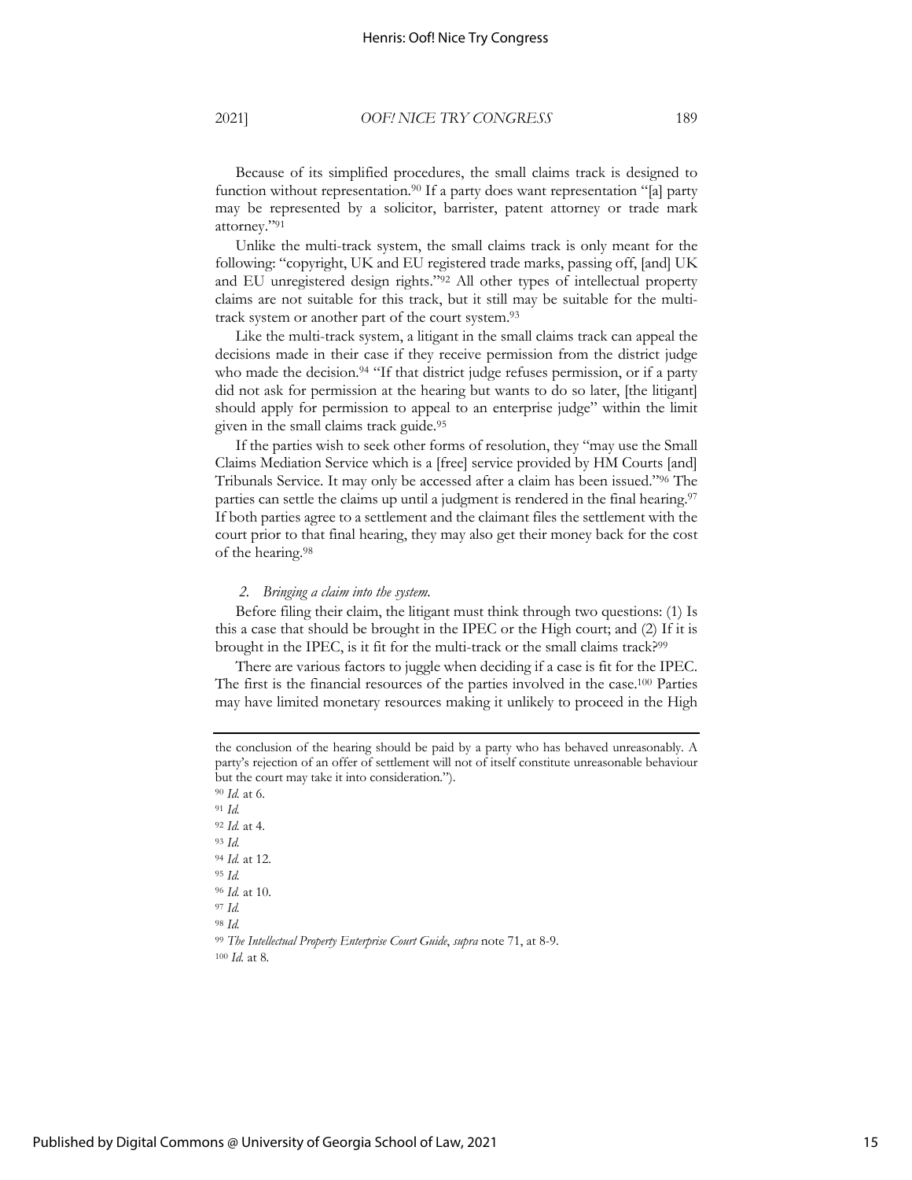Because of its simplified procedures, the small claims track is designed to function without representation.[90] If a party does want representation "[a] party may be represented by a solicitor, barrister, patent attorney or trade mark attorney."[91]

Unlike the multi-track system, the small claims track is only meant for the following: "copyright, UK and EU registered trade marks, passing off, [and] UK and EU unregistered design rights."[92] All other types of intellectual property claims are not suitable for this track, but it still may be suitable for the multi-track system or another part of the court system.[93]

Like the multi-track system, a litigant in the small claims track can appeal the decisions made in their case if they receive permission from the district judge who made the decision.[94] "If that district judge refuses permission, or if a party did not ask for permission at the hearing but wants to do so later, [the litigant] should apply for permission to appeal to an enterprise judge" within the limit given in the small claims track guide.[95]

If the parties wish to seek other forms of resolution, they "may use the Small Claims Mediation Service which is a [free] service provided by HM Courts [and] Tribunals Service. It may only be accessed after a claim has been issued."[96] The parties can settle the claims up until a judgment is rendered in the final hearing.[97] If both parties agree to a settlement and the claimant files the settlement with the court prior to that final hearing, they may also get their money back for the cost of the hearing.[98]

### *2. Bringing a claim into the system.*

Before filing their claim, the litigant must think through two questions: (1) Is this a case that should be brought in the IPEC or the High court; and (2) If it is brought in the IPEC, is it fit for the multi-track or the small claims track?[99]

There are various factors to juggle when deciding if a case is fit for the IPEC. The first is the financial resources of the parties involved in the case.[100] Parties may have limited monetary resources making it unlikely to proceed in the High

---

the conclusion of the hearing should be paid by a party who has behaved unreasonably. A party's rejection of an offer of settlement will not of itself constitute unreasonable behaviour but the court may take it into consideration.").

[90] *Id.* at 6.

[91] *Id.*

[92] *Id.* at 4.

[93] *Id.*

[94] *Id.* at 12.

[95] *Id.*

[96] *Id.* at 10.

[97] *Id.*

[98] *Id.*

[99] *The Intellectual Property Enterprise Court Guide*, *supra* note 71, at 8-9.

[100] *Id.* at 8.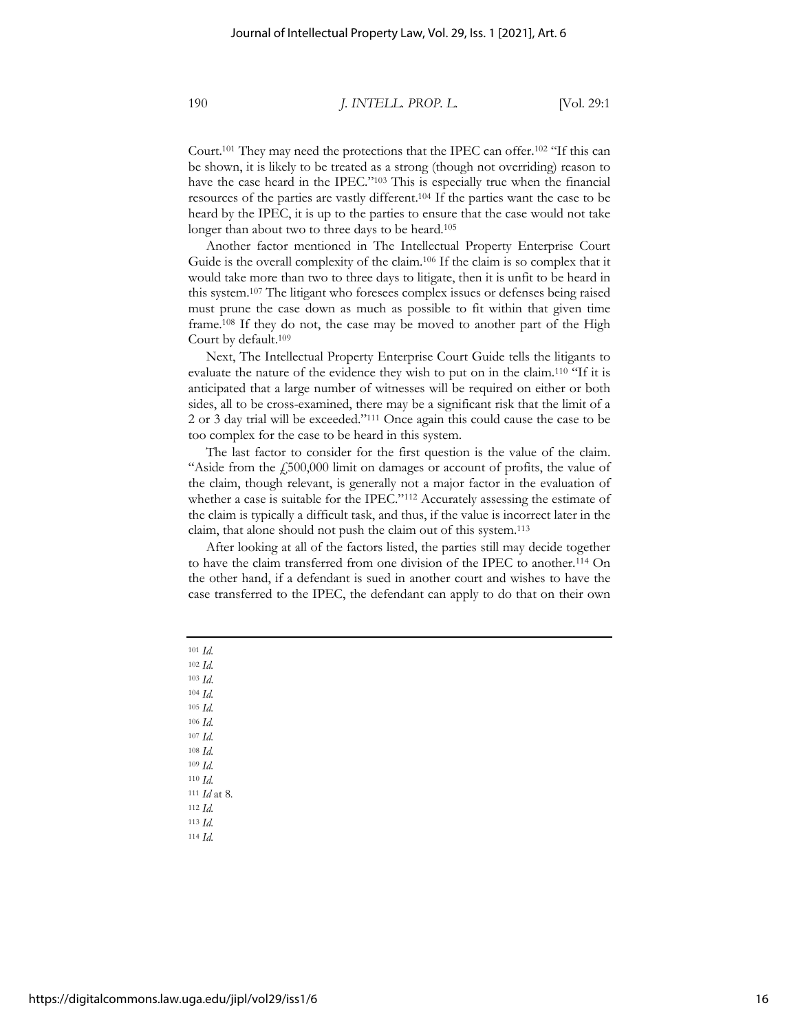Court.[101] They may need the protections that the IPEC can offer.[102] "If this can be shown, it is likely to be treated as a strong (though not overriding) reason to have the case heard in the IPEC."[103] This is especially true when the financial resources of the parties are vastly different.[104] If the parties want the case to be heard by the IPEC, it is up to the parties to ensure that the case would not take longer than about two to three days to be heard.[105]

Another factor mentioned in The Intellectual Property Enterprise Court Guide is the overall complexity of the claim.[106] If the claim is so complex that it would take more than two to three days to litigate, then it is unfit to be heard in this system.[107] The litigant who foresees complex issues or defenses being raised must prune the case down as much as possible to fit within that given time frame.[108] If they do not, the case may be moved to another part of the High Court by default.[109]

Next, The Intellectual Property Enterprise Court Guide tells the litigants to evaluate the nature of the evidence they wish to put on in the claim.[110] "If it is anticipated that a large number of witnesses will be required on either or both sides, all to be cross-examined, there may be a significant risk that the limit of a 2 or 3 day trial will be exceeded."[111] Once again this could cause the case to be too complex for the case to be heard in this system.

The last factor to consider for the first question is the value of the claim. "Aside from the £500,000 limit on damages or account of profits, the value of the claim, though relevant, is generally not a major factor in the evaluation of whether a case is suitable for the IPEC."[112] Accurately assessing the estimate of the claim is typically a difficult task, and thus, if the value is incorrect later in the claim, that alone should not push the claim out of this system.[113]

After looking at all of the factors listed, the parties still may decide together to have the claim transferred from one division of the IPEC to another.[114] On the other hand, if a defendant is sued in another court and wishes to have the case transferred to the IPEC, the defendant can apply to do that on their own

---

[101] *Id.*
[102] *Id.*
[103] *Id.*
[104] *Id.*
[105] *Id.*
[106] *Id.*
[107] *Id.*
[108] *Id.*
[109] *Id.*
[110] *Id.*
[111] *Id* at 8.
[112] *Id.*
[113] *Id.*
[114] *Id.*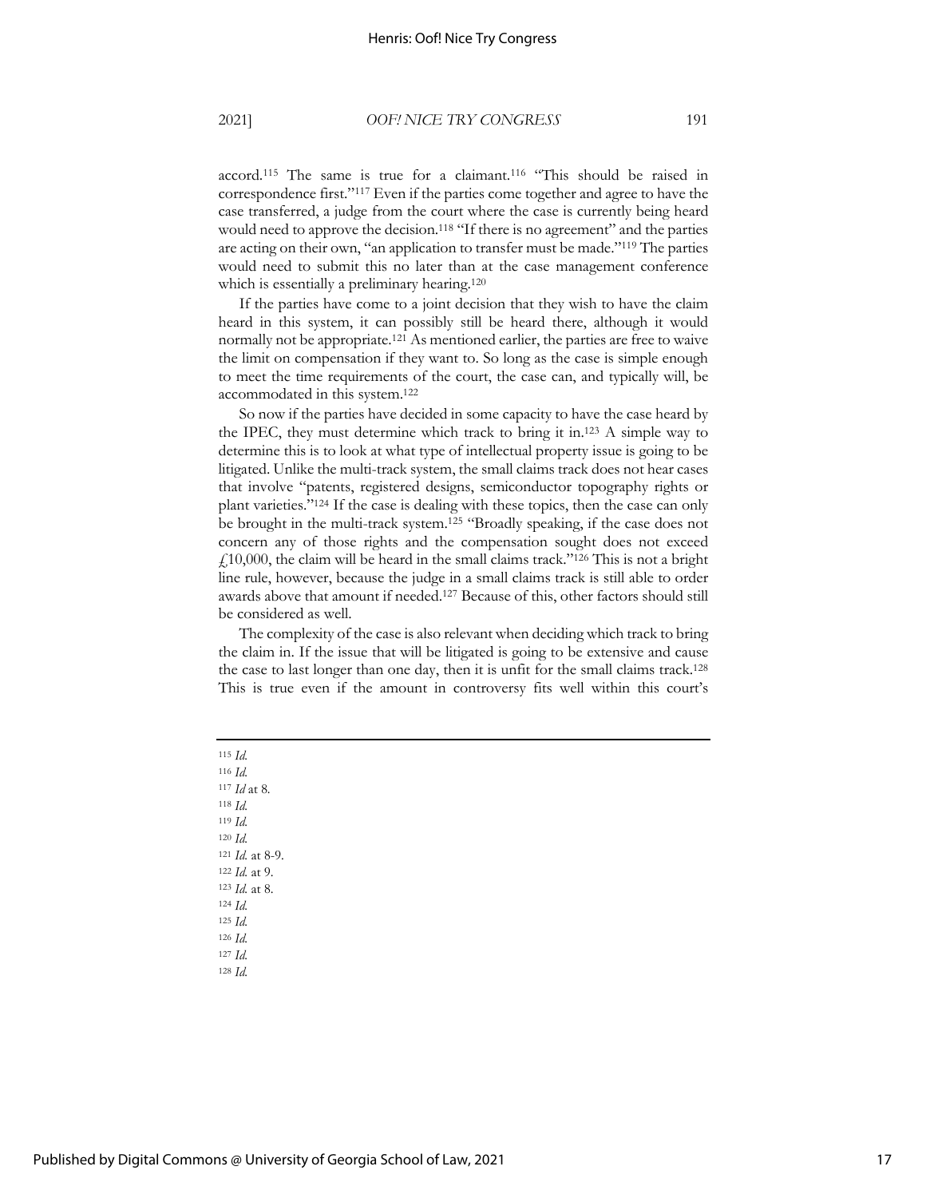accord.[115] The same is true for a claimant.[116] "This should be raised in correspondence first."[117] Even if the parties come together and agree to have the case transferred, a judge from the court where the case is currently being heard would need to approve the decision.[118] "If there is no agreement" and the parties are acting on their own, "an application to transfer must be made."[119] The parties would need to submit this no later than at the case management conference which is essentially a preliminary hearing.[120]

If the parties have come to a joint decision that they wish to have the claim heard in this system, it can possibly still be heard there, although it would normally not be appropriate.[121] As mentioned earlier, the parties are free to waive the limit on compensation if they want to. So long as the case is simple enough to meet the time requirements of the court, the case can, and typically will, be accommodated in this system.[122]

So now if the parties have decided in some capacity to have the case heard by the IPEC, they must determine which track to bring it in.[123] A simple way to determine this is to look at what type of intellectual property issue is going to be litigated. Unlike the multi-track system, the small claims track does not hear cases that involve "patents, registered designs, semiconductor topography rights or plant varieties."[124] If the case is dealing with these topics, then the case can only be brought in the multi-track system.[125] "Broadly speaking, if the case does not concern any of those rights and the compensation sought does not exceed £10,000, the claim will be heard in the small claims track."[126] This is not a bright line rule, however, because the judge in a small claims track is still able to order awards above that amount if needed.[127] Because of this, other factors should still be considered as well.

The complexity of the case is also relevant when deciding which track to bring the claim in. If the issue that will be litigated is going to be extensive and cause the case to last longer than one day, then it is unfit for the small claims track.[128] This is true even if the amount in controversy fits well within this court's

---

[115] *Id.*
[116] *Id.*
[117] *Id* at 8.
[118] *Id.*
[119] *Id.*
[120] *Id.*
[121] *Id.* at 8-9.
[122] *Id.* at 9.
[123] *Id.* at 8.
[124] *Id.*
[125] *Id.*
[126] *Id.*
[127] *Id.*
[128] *Id.*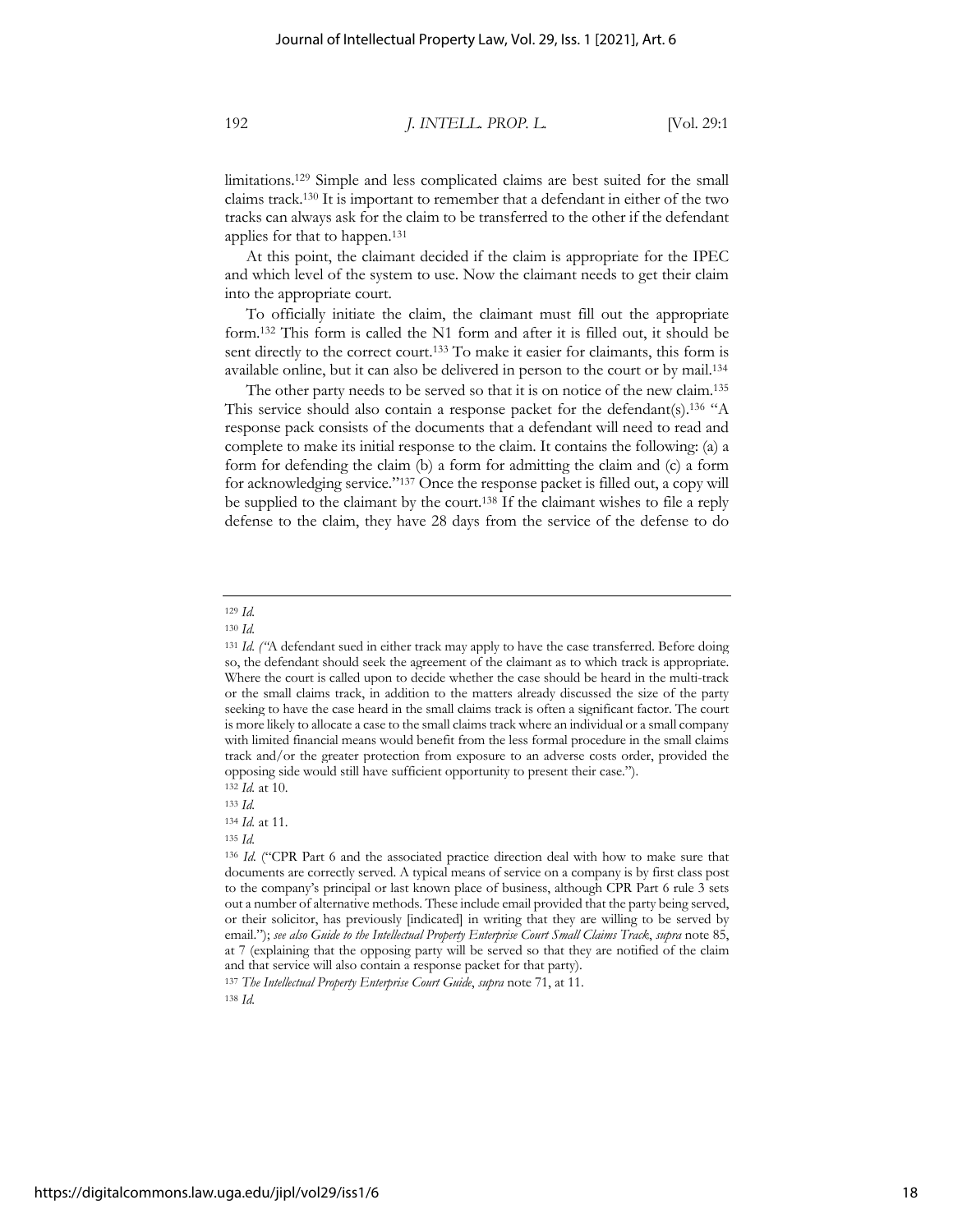limitations.[129] Simple and less complicated claims are best suited for the small claims track.[130] It is important to remember that a defendant in either of the two tracks can always ask for the claim to be transferred to the other if the defendant applies for that to happen.[131]

At this point, the claimant decided if the claim is appropriate for the IPEC and which level of the system to use. Now the claimant needs to get their claim into the appropriate court.

To officially initiate the claim, the claimant must fill out the appropriate form.[132] This form is called the N1 form and after it is filled out, it should be sent directly to the correct court.[133] To make it easier for claimants, this form is available online, but it can also be delivered in person to the court or by mail.[134]

The other party needs to be served so that it is on notice of the new claim.[135] This service should also contain a response packet for the defendant(s).[136] "A response pack consists of the documents that a defendant will need to read and complete to make its initial response to the claim. It contains the following: (a) a form for defending the claim (b) a form for admitting the claim and (c) a form for acknowledging service."[137] Once the response packet is filled out, a copy will be supplied to the claimant by the court.[138] If the claimant wishes to file a reply defense to the claim, they have 28 days from the service of the defense to do

---

[129] *Id.*

[130] *Id.*

[131] *Id. ("*A defendant sued in either track may apply to have the case transferred. Before doing so, the defendant should seek the agreement of the claimant as to which track is appropriate. Where the court is called upon to decide whether the case should be heard in the multi-track or the small claims track, in addition to the matters already discussed the size of the party seeking to have the case heard in the small claims track is often a significant factor. The court is more likely to allocate a case to the small claims track where an individual or a small company with limited financial means would benefit from the less formal procedure in the small claims track and/or the greater protection from exposure to an adverse costs order, provided the opposing side would still have sufficient opportunity to present their case.").

[132] *Id.* at 10.

[133] *Id.*

[134] *Id.* at 11.

[135] *Id.*

[136] *Id.* ("CPR Part 6 and the associated practice direction deal with how to make sure that documents are correctly served. A typical means of service on a company is by first class post to the company's principal or last known place of business, although CPR Part 6 rule 3 sets out a number of alternative methods. These include email provided that the party being served, or their solicitor, has previously [indicated] in writing that they are willing to be served by email."); *see also Guide to the Intellectual Property Enterprise Court Small Claims Track*, *supra* note 85, at 7 (explaining that the opposing party will be served so that they are notified of the claim and that service will also contain a response packet for that party).

[137] *The Intellectual Property Enterprise Court Guide*, *supra* note 71, at 11.

[138] *Id.*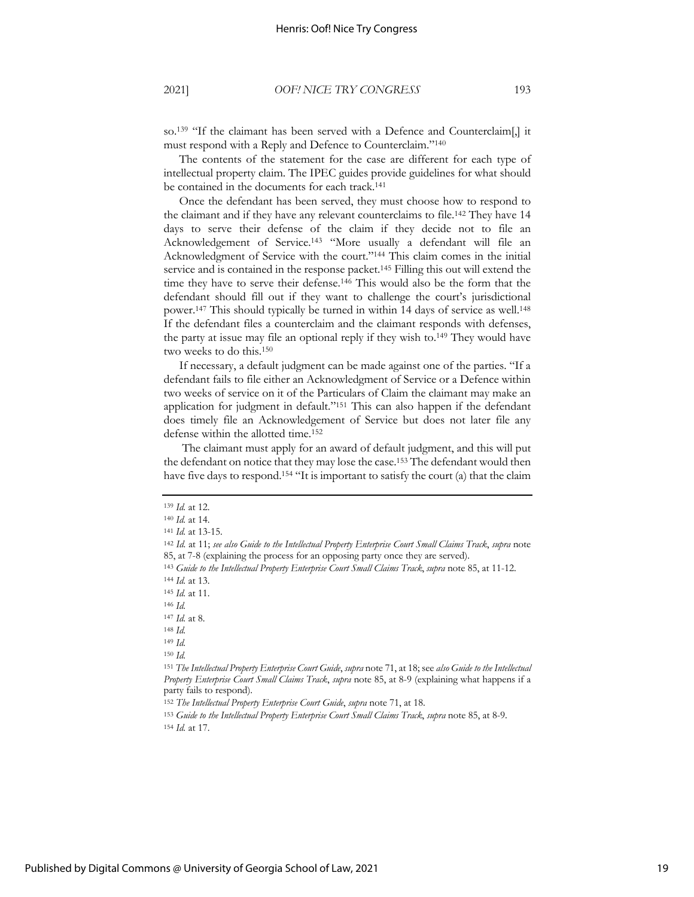so.[139] "If the claimant has been served with a Defence and Counterclaim[,] it must respond with a Reply and Defence to Counterclaim."[140]

The contents of the statement for the case are different for each type of intellectual property claim. The IPEC guides provide guidelines for what should be contained in the documents for each track.[141]

Once the defendant has been served, they must choose how to respond to the claimant and if they have any relevant counterclaims to file.[142] They have 14 days to serve their defense of the claim if they decide not to file an Acknowledgement of Service.[143] "More usually a defendant will file an Acknowledgment of Service with the court."[144] This claim comes in the initial service and is contained in the response packet.[145] Filling this out will extend the time they have to serve their defense.[146] This would also be the form that the defendant should fill out if they want to challenge the court's jurisdictional power.[147] This should typically be turned in within 14 days of service as well.[148] If the defendant files a counterclaim and the claimant responds with defenses, the party at issue may file an optional reply if they wish to.[149] They would have two weeks to do this.[150]

If necessary, a default judgment can be made against one of the parties. "If a defendant fails to file either an Acknowledgment of Service or a Defence within two weeks of service on it of the Particulars of Claim the claimant may make an application for judgment in default."[151] This can also happen if the defendant does timely file an Acknowledgement of Service but does not later file any defense within the allotted time.[152]

The claimant must apply for an award of default judgment, and this will put the defendant on notice that they may lose the case.[153] The defendant would then have five days to respond.[154] "It is important to satisfy the court (a) that the claim

---

[139] *Id.* at 12.

[140] *Id.* at 14.

[141] *Id.* at 13-15.

[142] *Id.* at 11; *see also Guide to the Intellectual Property Enterprise Court Small Claims Track*, *supra* note 85, at 7-8 (explaining the process for an opposing party once they are served).

[143] *Guide to the Intellectual Property Enterprise Court Small Claims Track*, *supra* note 85, at 11-12.

[144] *Id.* at 13.

[145] *Id.* at 11.

[146] *Id.*

[147] *Id.* at 8.

[148] *Id.*

[149] *Id.*

[150] *Id.*

[151] *The Intellectual Property Enterprise Court Guide*, *supra* note 71, at 18; see *also Guide to the Intellectual Property Enterprise Court Small Claims Track*, *supra* note 85, at 8-9 (explaining what happens if a party fails to respond).

[152] *The Intellectual Property Enterprise Court Guide*, *supra* note 71, at 18.

[153] *Guide to the Intellectual Property Enterprise Court Small Claims Track*, *supra* note 85, at 8-9.

[154] *Id.* at 17.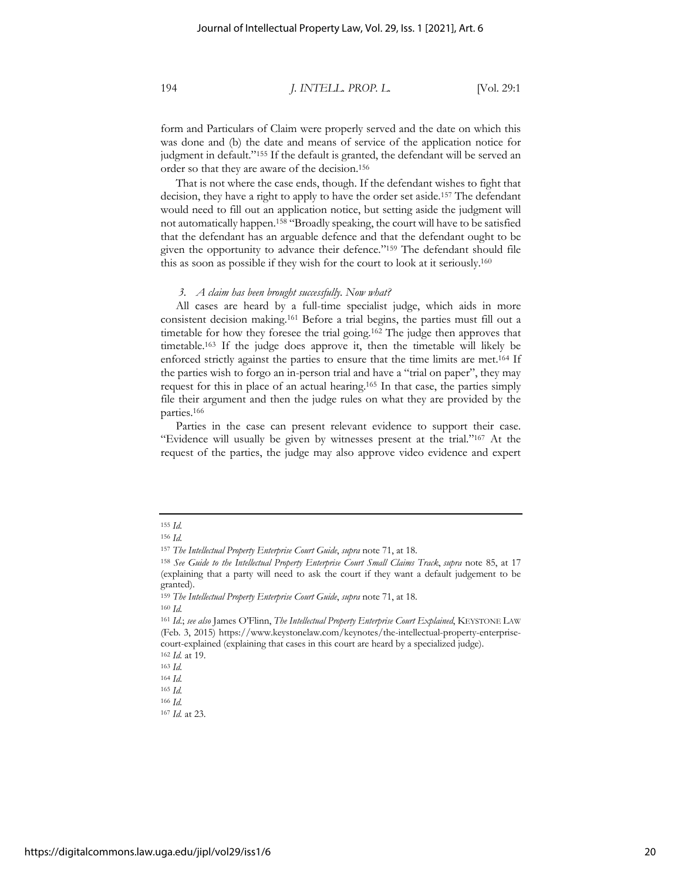form and Particulars of Claim were properly served and the date on which this was done and (b) the date and means of service of the application notice for judgment in default."[155] If the default is granted, the defendant will be served an order so that they are aware of the decision.[156]

That is not where the case ends, though. If the defendant wishes to fight that decision, they have a right to apply to have the order set aside.[157] The defendant would need to fill out an application notice, but setting aside the judgment will not automatically happen.[158] "Broadly speaking, the court will have to be satisfied that the defendant has an arguable defence and that the defendant ought to be given the opportunity to advance their defence."[159] The defendant should file this as soon as possible if they wish for the court to look at it seriously.[160]

### *3. A claim has been brought successfully. Now what?*

All cases are heard by a full-time specialist judge, which aids in more consistent decision making.[161] Before a trial begins, the parties must fill out a timetable for how they foresee the trial going.[162] The judge then approves that timetable.[163] If the judge does approve it, then the timetable will likely be enforced strictly against the parties to ensure that the time limits are met.[164] If the parties wish to forgo an in-person trial and have a "trial on paper", they may request for this in place of an actual hearing.[165] In that case, the parties simply file their argument and then the judge rules on what they are provided by the parties.[166]

Parties in the case can present relevant evidence to support their case. "Evidence will usually be given by witnesses present at the trial."[167] At the request of the parties, the judge may also approve video evidence and expert

---

[155] *Id.*

[156] *Id.*

[157] *The Intellectual Property Enterprise Court Guide*, *supra* note 71, at 18.

[158] *See Guide to the Intellectual Property Enterprise Court Small Claims Track*, *supra* note 85, at 17 (explaining that a party will need to ask the court if they want a default judgement to be granted).

[159] *The Intellectual Property Enterprise Court Guide*, *supra* note 71, at 18.

[160] *Id.*

[161] *Id.*; *see also* James O'Flinn, *The Intellectual Property Enterprise Court Explained*, KEYSTONE LAW (Feb. 3, 2015) https://www.keystonelaw.com/keynotes/the-intellectual-property-enterprise-court-explained (explaining that cases in this court are heard by a specialized judge).

[162] *Id.* at 19.

[163] *Id.*

[164] *Id.*

[165] *Id.*

[166] *Id.*

[167] *Id.* at 23.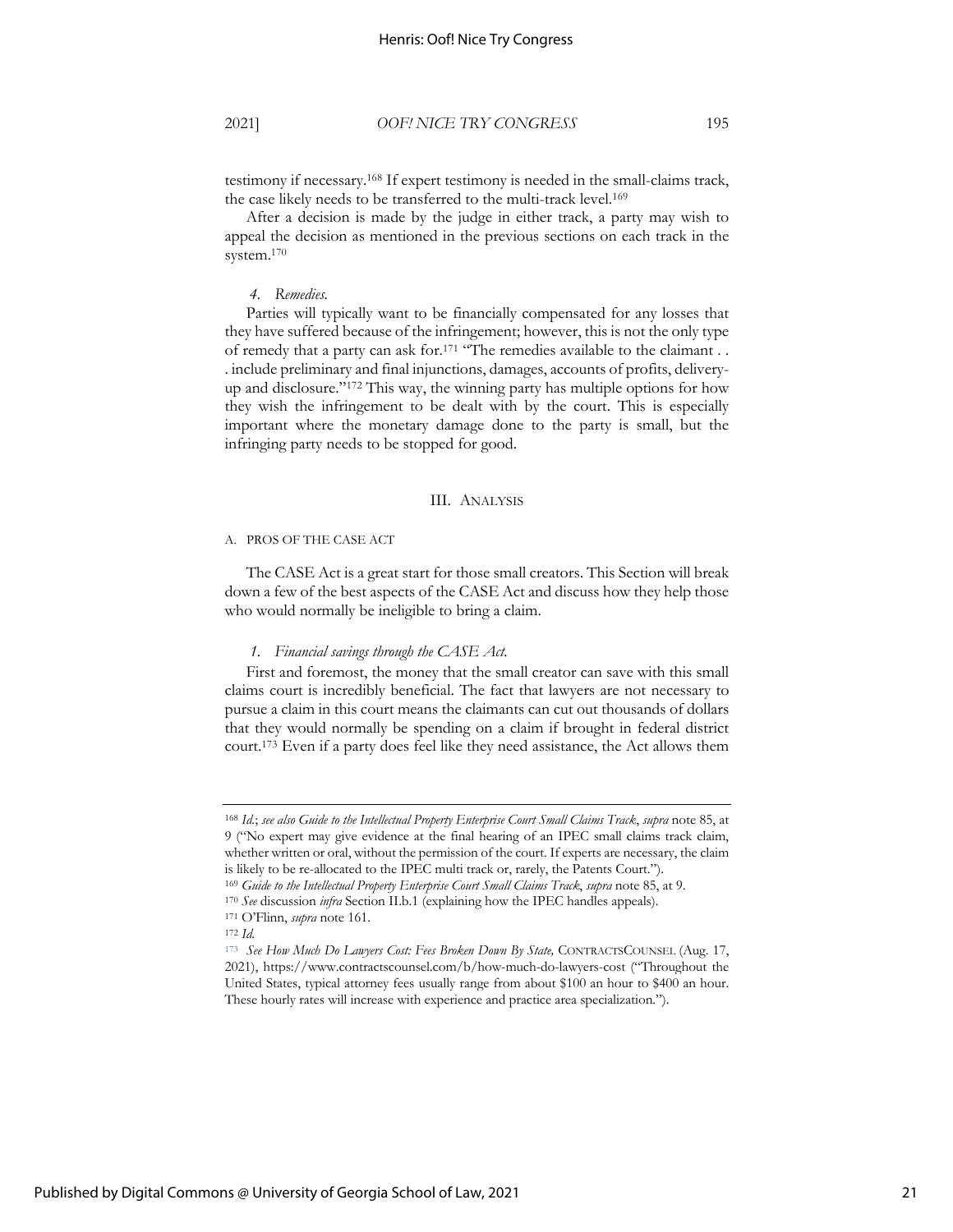testimony if necessary.[168] If expert testimony is needed in the small-claims track, the case likely needs to be transferred to the multi-track level.[169]

After a decision is made by the judge in either track, a party may wish to appeal the decision as mentioned in the previous sections on each track in the system.[170]

#### *4. Remedies.*

Parties will typically want to be financially compensated for any losses that they have suffered because of the infringement; however, this is not the only type of remedy that a party can ask for.[171] "The remedies available to the claimant . . . include preliminary and final injunctions, damages, accounts of profits, delivery-up and disclosure."[172] This way, the winning party has multiple options for how they wish the infringement to be dealt with by the court. This is especially important where the monetary damage done to the party is small, but the infringing party needs to be stopped for good.

## III. ANALYSIS

### A. PROS OF THE CASE ACT

The CASE Act is a great start for those small creators. This Section will break down a few of the best aspects of the CASE Act and discuss how they help those who would normally be ineligible to bring a claim.

#### *1. Financial savings through the CASE Act.*

First and foremost, the money that the small creator can save with this small claims court is incredibly beneficial. The fact that lawyers are not necessary to pursue a claim in this court means the claimants can cut out thousands of dollars that they would normally be spending on a claim if brought in federal district court.[173] Even if a party does feel like they need assistance, the Act allows them

---

[168] *Id.*; *see also Guide to the Intellectual Property Enterprise Court Small Claims Track*, *supra* note 85, at 9 ("No expert may give evidence at the final hearing of an IPEC small claims track claim, whether written or oral, without the permission of the court. If experts are necessary, the claim is likely to be re-allocated to the IPEC multi track or, rarely, the Patents Court.").

[169] *Guide to the Intellectual Property Enterprise Court Small Claims Track*, *supra* note 85, at 9.

[170] *See* discussion *infra* Section II.b.1 (explaining how the IPEC handles appeals).

[171] O'Flinn, *supra* note 161.

[172] *Id.*

[173] *See How Much Do Lawyers Cost: Fees Broken Down By State,* CONTRACTSCOUNSEL (Aug. 17, 2021), https://www.contractscounsel.com/b/how-much-do-lawyers-cost ("Throughout the United States, typical attorney fees usually range from about $100 an hour to $400 an hour. These hourly rates will increase with experience and practice area specialization.").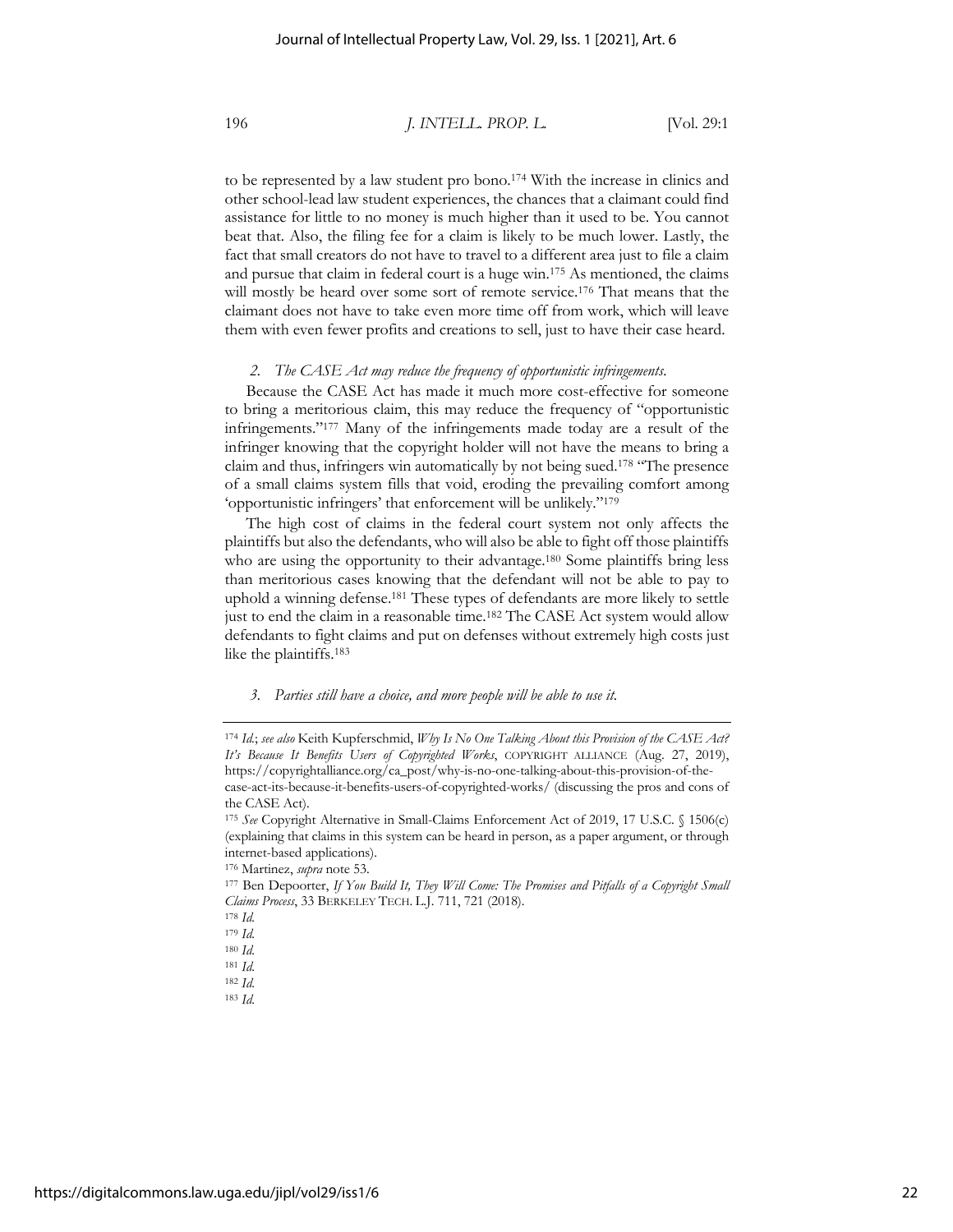to be represented by a law student pro bono.[174] With the increase in clinics and other school-lead law student experiences, the chances that a claimant could find assistance for little to no money is much higher than it used to be. You cannot beat that. Also, the filing fee for a claim is likely to be much lower. Lastly, the fact that small creators do not have to travel to a different area just to file a claim and pursue that claim in federal court is a huge win.[175] As mentioned, the claims will mostly be heard over some sort of remote service.[176] That means that the claimant does not have to take even more time off from work, which will leave them with even fewer profits and creations to sell, just to have their case heard.

*2. The CASE Act may reduce the frequency of opportunistic infringements.*

Because the CASE Act has made it much more cost-effective for someone to bring a meritorious claim, this may reduce the frequency of "opportunistic infringements."[177] Many of the infringements made today are a result of the infringer knowing that the copyright holder will not have the means to bring a claim and thus, infringers win automatically by not being sued.[178] "The presence of a small claims system fills that void, eroding the prevailing comfort among 'opportunistic infringers' that enforcement will be unlikely."[179]

The high cost of claims in the federal court system not only affects the plaintiffs but also the defendants, who will also be able to fight off those plaintiffs who are using the opportunity to their advantage.[180] Some plaintiffs bring less than meritorious cases knowing that the defendant will not be able to pay to uphold a winning defense.[181] These types of defendants are more likely to settle just to end the claim in a reasonable time.[182] The CASE Act system would allow defendants to fight claims and put on defenses without extremely high costs just like the plaintiffs.[183]

*3. Parties still have a choice, and more people will be able to use it.*

---

[174] *Id.*; *see also* Keith Kupferschmid, *Why Is No One Talking About this Provision of the CASE Act? It's Because It Benefits Users of Copyrighted Works*, COPYRIGHT ALLIANCE (Aug. 27, 2019), https://copyrightalliance.org/ca_post/why-is-no-one-talking-about-this-provision-of-the-case-act-its-because-it-benefits-users-of-copyrighted-works/ (discussing the pros and cons of the CASE Act).

[175] *See* Copyright Alternative in Small-Claims Enforcement Act of 2019, 17 U.S.C. § 1506(c) (explaining that claims in this system can be heard in person, as a paper argument, or through internet-based applications).

[176] Martinez, *supra* note 53.

[177] Ben Depoorter, *If You Build It, They Will Come: The Promises and Pitfalls of a Copyright Small Claims Process*, 33 BERKELEY TECH. L.J. 711, 721 (2018).

[178] *Id.*

[179] *Id.*

[180] *Id.*

[181] *Id.*

[182] *Id.*

[183] *Id.*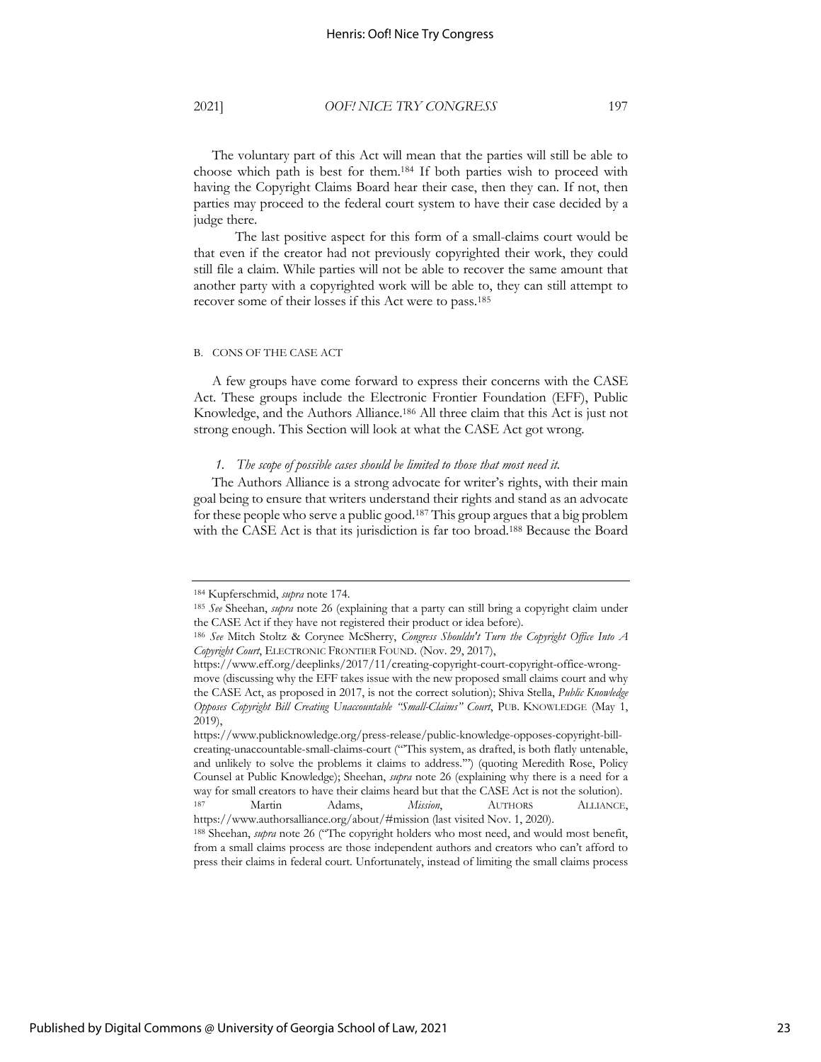The voluntary part of this Act will mean that the parties will still be able to choose which path is best for them.[184] If both parties wish to proceed with having the Copyright Claims Board hear their case, then they can. If not, then parties may proceed to the federal court system to have their case decided by a judge there.

The last positive aspect for this form of a small-claims court would be that even if the creator had not previously copyrighted their work, they could still file a claim. While parties will not be able to recover the same amount that another party with a copyrighted work will be able to, they can still attempt to recover some of their losses if this Act were to pass.[185]

### B. CONS OF THE CASE ACT

A few groups have come forward to express their concerns with the CASE Act. These groups include the Electronic Frontier Foundation (EFF), Public Knowledge, and the Authors Alliance.[186] All three claim that this Act is just not strong enough. This Section will look at what the CASE Act got wrong.

#### *1. The scope of possible cases should be limited to those that most need it.*

The Authors Alliance is a strong advocate for writer's rights, with their main goal being to ensure that writers understand their rights and stand as an advocate for these people who serve a public good.[187] This group argues that a big problem with the CASE Act is that its jurisdiction is far too broad.[188] Because the Board

---

[184] Kupferschmid, *supra* note 174.

[185] *See* Sheehan, *supra* note 26 (explaining that a party can still bring a copyright claim under the CASE Act if they have not registered their product or idea before).

[186] *See* Mitch Stoltz & Corynee McSherry, *Congress Shouldn't Turn the Copyright Office Into A Copyright Court*, ELECTRONIC FRONTIER FOUND. (Nov. 29, 2017), https://www.eff.org/deeplinks/2017/11/creating-copyright-court-copyright-office-wrong-move (discussing why the EFF takes issue with the new proposed small claims court and why the CASE Act, as proposed in 2017, is not the correct solution); Shiva Stella, *Public Knowledge Opposes Copyright Bill Creating Unaccountable "Small-Claims" Court*, PUB. KNOWLEDGE (May 1, 2019), https://www.publicknowledge.org/press-release/public-knowledge-opposes-copyright-bill-creating-unaccountable-small-claims-court ("'This system, as drafted, is both flatly untenable, and unlikely to solve the problems it claims to address.'") (quoting Meredith Rose, Policy Counsel at Public Knowledge); Sheehan, *supra* note 26 (explaining why there is a need for a way for small creators to have their claims heard but that the CASE Act is not the solution).

[187] Martin Adams, *Mission*, AUTHORS ALLIANCE, https://www.authorsalliance.org/about/#mission (last visited Nov. 1, 2020).

[188] Sheehan, *supra* note 26 ("The copyright holders who most need, and would most benefit, from a small claims process are those independent authors and creators who can't afford to press their claims in federal court. Unfortunately, instead of limiting the small claims process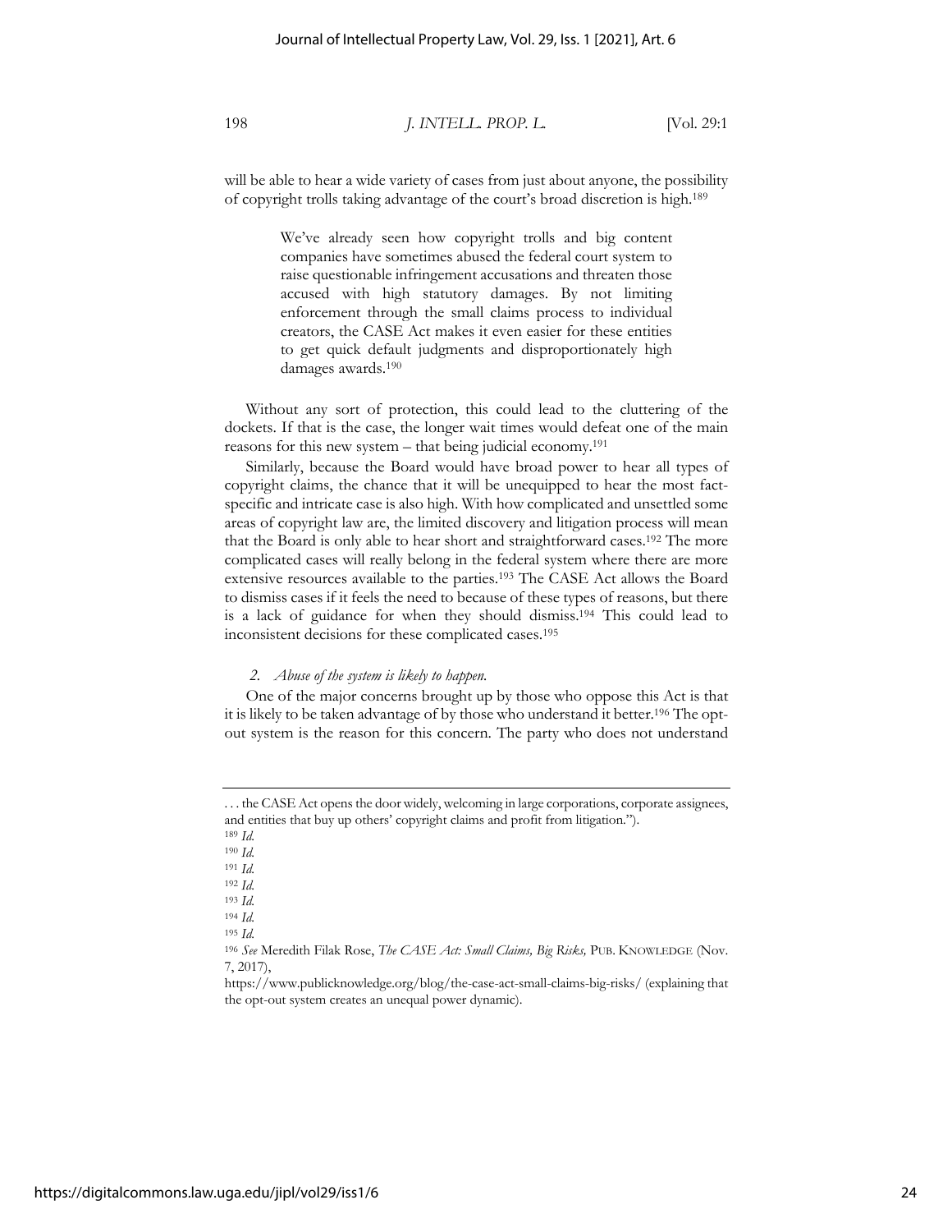will be able to hear a wide variety of cases from just about anyone, the possibility of copyright trolls taking advantage of the court's broad discretion is high.[189]

> We've already seen how copyright trolls and big content companies have sometimes abused the federal court system to raise questionable infringement accusations and threaten those accused with high statutory damages. By not limiting enforcement through the small claims process to individual creators, the CASE Act makes it even easier for these entities to get quick default judgments and disproportionately high damages awards.[190]

Without any sort of protection, this could lead to the cluttering of the dockets. If that is the case, the longer wait times would defeat one of the main reasons for this new system – that being judicial economy.[191]

Similarly, because the Board would have broad power to hear all types of copyright claims, the chance that it will be unequipped to hear the most fact-specific and intricate case is also high. With how complicated and unsettled some areas of copyright law are, the limited discovery and litigation process will mean that the Board is only able to hear short and straightforward cases.[192] The more complicated cases will really belong in the federal system where there are more extensive resources available to the parties.[193] The CASE Act allows the Board to dismiss cases if it feels the need to because of these types of reasons, but there is a lack of guidance for when they should dismiss.[194] This could lead to inconsistent decisions for these complicated cases.[195]

*2. Abuse of the system is likely to happen.*

One of the major concerns brought up by those who oppose this Act is that it is likely to be taken advantage of by those who understand it better.[196] The opt-out system is the reason for this concern. The party who does not understand

---

. . . the CASE Act opens the door widely, welcoming in large corporations, corporate assignees, and entities that buy up others' copyright claims and profit from litigation.").

[189] *Id.*

[190] *Id.*

[191] *Id.*

[192] *Id.*

[193] *Id.*

[194] *Id.*

[195] *Id.*

[196] *See* Meredith Filak Rose, *The CASE Act: Small Claims, Big Risks,* PUB. KNOWLEDGE (Nov. 7, 2017), https://www.publicknowledge.org/blog/the-case-act-small-claims-big-risks/ (explaining that the opt-out system creates an unequal power dynamic).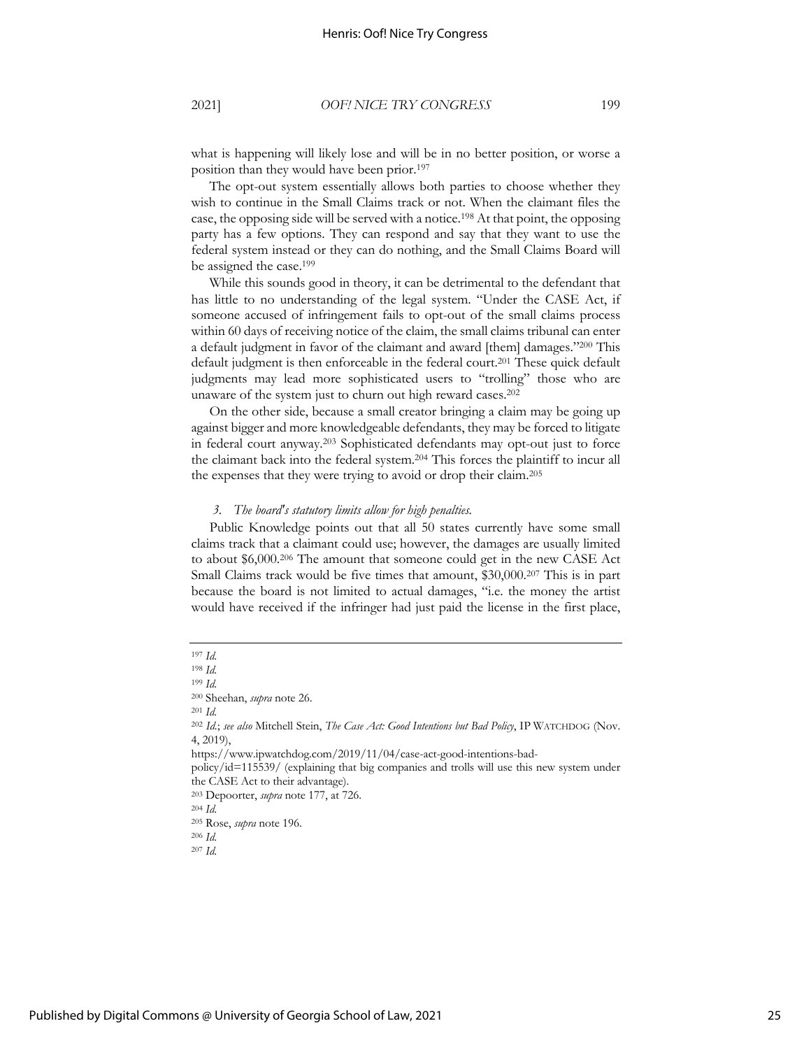what is happening will likely lose and will be in no better position, or worse a position than they would have been prior.[197]

The opt-out system essentially allows both parties to choose whether they wish to continue in the Small Claims track or not. When the claimant files the case, the opposing side will be served with a notice.[198] At that point, the opposing party has a few options. They can respond and say that they want to use the federal system instead or they can do nothing, and the Small Claims Board will be assigned the case.[199]

While this sounds good in theory, it can be detrimental to the defendant that has little to no understanding of the legal system. "Under the CASE Act, if someone accused of infringement fails to opt-out of the small claims process within 60 days of receiving notice of the claim, the small claims tribunal can enter a default judgment in favor of the claimant and award [them] damages."[200] This default judgment is then enforceable in the federal court.[201] These quick default judgments may lead more sophisticated users to "trolling" those who are unaware of the system just to churn out high reward cases.[202]

On the other side, because a small creator bringing a claim may be going up against bigger and more knowledgeable defendants, they may be forced to litigate in federal court anyway.[203] Sophisticated defendants may opt-out just to force the claimant back into the federal system.[204] This forces the plaintiff to incur all the expenses that they were trying to avoid or drop their claim.[205]

*3. The board's statutory limits allow for high penalties.*

Public Knowledge points out that all 50 states currently have some small claims track that a claimant could use; however, the damages are usually limited to about $6,000.[206] The amount that someone could get in the new CASE Act Small Claims track would be five times that amount, $30,000.[207] This is in part because the board is not limited to actual damages, "i.e. the money the artist would have received if the infringer had just paid the license in the first place,

---

[197] *Id.*

[198] *Id.*

[199] *Id.*

[200] Sheehan, *supra* note 26.

[201] *Id.*

[202] *Id.*; *see also* Mitchell Stein, *The Case Act: Good Intentions but Bad Policy*, IP WATCHDOG (Nov. 4, 2019), https://www.ipwatchdog.com/2019/11/04/case-act-good-intentions-bad-policy/id=115539/ (explaining that big companies and trolls will use this new system under the CASE Act to their advantage).

[203] Depoorter, *supra* note 177, at 726.

[204] *Id.*

[205] Rose, *supra* note 196.

[206] *Id.*

[207] *Id.*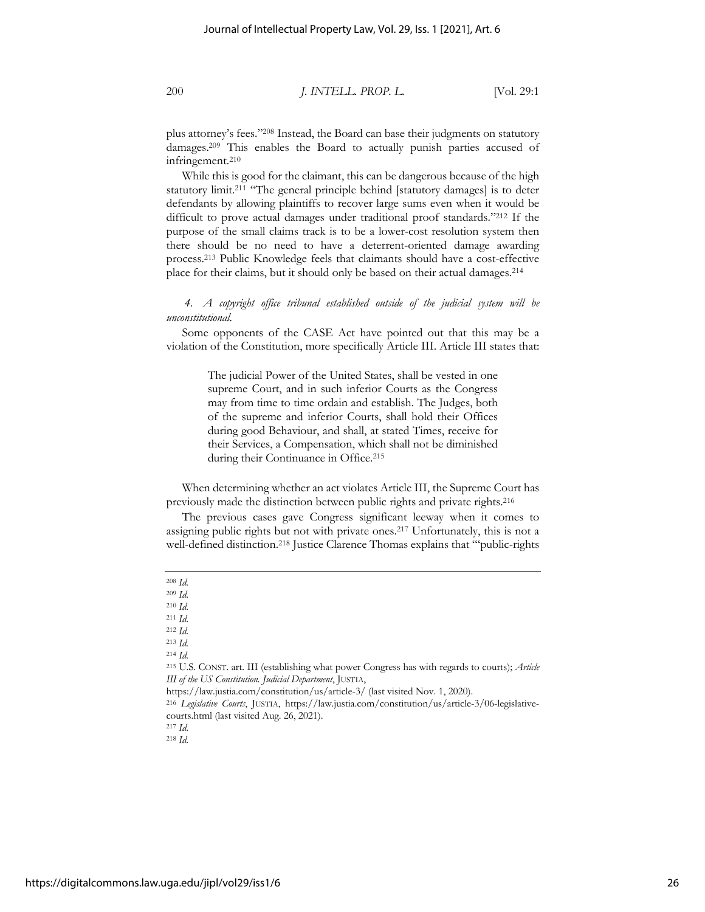plus attorney's fees."[208] Instead, the Board can base their judgments on statutory damages.[209] This enables the Board to actually punish parties accused of infringement.[210]

While this is good for the claimant, this can be dangerous because of the high statutory limit.[211] "The general principle behind [statutory damages] is to deter defendants by allowing plaintiffs to recover large sums even when it would be difficult to prove actual damages under traditional proof standards."[212] If the purpose of the small claims track is to be a lower-cost resolution system then there should be no need to have a deterrent-oriented damage awarding process.[213] Public Knowledge feels that claimants should have a cost-effective place for their claims, but it should only be based on their actual damages.[214]

*4. A copyright office tribunal established outside of the judicial system will be unconstitutional.*

Some opponents of the CASE Act have pointed out that this may be a violation of the Constitution, more specifically Article III. Article III states that:

> The judicial Power of the United States, shall be vested in one supreme Court, and in such inferior Courts as the Congress may from time to time ordain and establish. The Judges, both of the supreme and inferior Courts, shall hold their Offices during good Behaviour, and shall, at stated Times, receive for their Services, a Compensation, which shall not be diminished during their Continuance in Office.[215]

When determining whether an act violates Article III, the Supreme Court has previously made the distinction between public rights and private rights.[216]

The previous cases gave Congress significant leeway when it comes to assigning public rights but not with private ones.[217] Unfortunately, this is not a well-defined distinction.[218] Justice Clarence Thomas explains that "'public-rights

---

[208] *Id.*

[209] *Id.*

[210] *Id.*

[211] *Id.*

[212] *Id.*

[213] *Id.*

[214] *Id.*

[215] U.S. CONST. art. III (establishing what power Congress has with regards to courts); *Article III of the US Constitution. Judicial Department*, JUSTIA, https://law.justia.com/constitution/us/article-3/ (last visited Nov. 1, 2020).

[216] *Legislative Courts*, JUSTIA, https://law.justia.com/constitution/us/article-3/06-legislative-courts.html (last visited Aug. 26, 2021).

[217] *Id.*

[218] *Id.*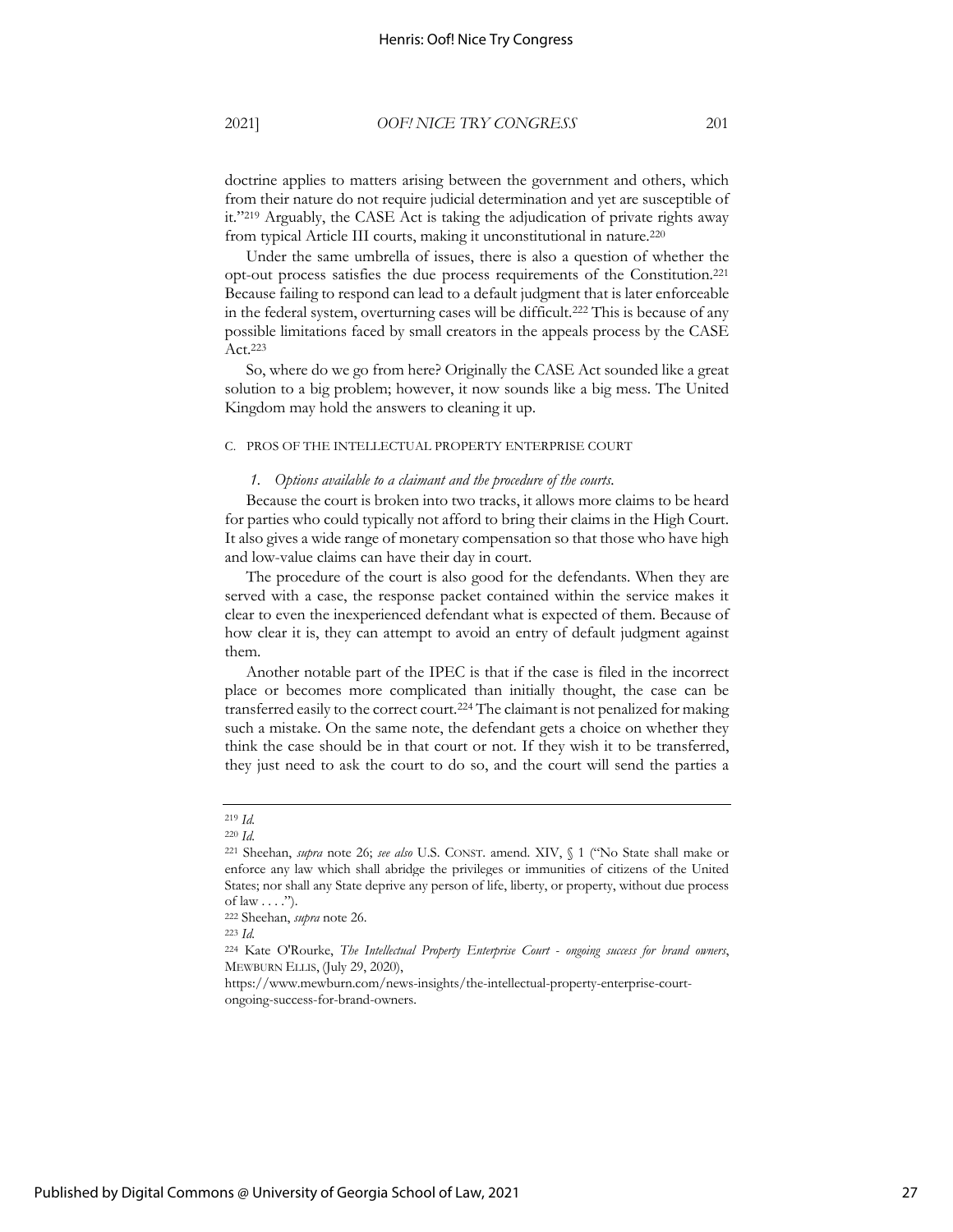doctrine applies to matters arising between the government and others, which from their nature do not require judicial determination and yet are susceptible of it."[219] Arguably, the CASE Act is taking the adjudication of private rights away from typical Article III courts, making it unconstitutional in nature.[220]

Under the same umbrella of issues, there is also a question of whether the opt-out process satisfies the due process requirements of the Constitution.[221] Because failing to respond can lead to a default judgment that is later enforceable in the federal system, overturning cases will be difficult.[222] This is because of any possible limitations faced by small creators in the appeals process by the CASE Act.[223]

So, where do we go from here? Originally the CASE Act sounded like a great solution to a big problem; however, it now sounds like a big mess. The United Kingdom may hold the answers to cleaning it up.

### C. PROS OF THE INTELLECTUAL PROPERTY ENTERPRISE COURT

#### *1. Options available to a claimant and the procedure of the courts.*

Because the court is broken into two tracks, it allows more claims to be heard for parties who could typically not afford to bring their claims in the High Court. It also gives a wide range of monetary compensation so that those who have high and low-value claims can have their day in court.

The procedure of the court is also good for the defendants. When they are served with a case, the response packet contained within the service makes it clear to even the inexperienced defendant what is expected of them. Because of how clear it is, they can attempt to avoid an entry of default judgment against them.

Another notable part of the IPEC is that if the case is filed in the incorrect place or becomes more complicated than initially thought, the case can be transferred easily to the correct court.[224] The claimant is not penalized for making such a mistake. On the same note, the defendant gets a choice on whether they think the case should be in that court or not. If they wish it to be transferred, they just need to ask the court to do so, and the court will send the parties a

---

[219] *Id.*

[220] *Id.*

[221] Sheehan, *supra* note 26; *see also* U.S. CONST. amend. XIV, § 1 ("No State shall make or enforce any law which shall abridge the privileges or immunities of citizens of the United States; nor shall any State deprive any person of life, liberty, or property, without due process of law . . . .").

[222] Sheehan, *supra* note 26.

[223] *Id.*

[224] Kate O'Rourke, *The Intellectual Property Enterprise Court - ongoing success for brand owners*, MEWBURN ELLIS, (July 29, 2020), https://www.mewburn.com/news-insights/the-intellectual-property-enterprise-court-ongoing-success-for-brand-owners.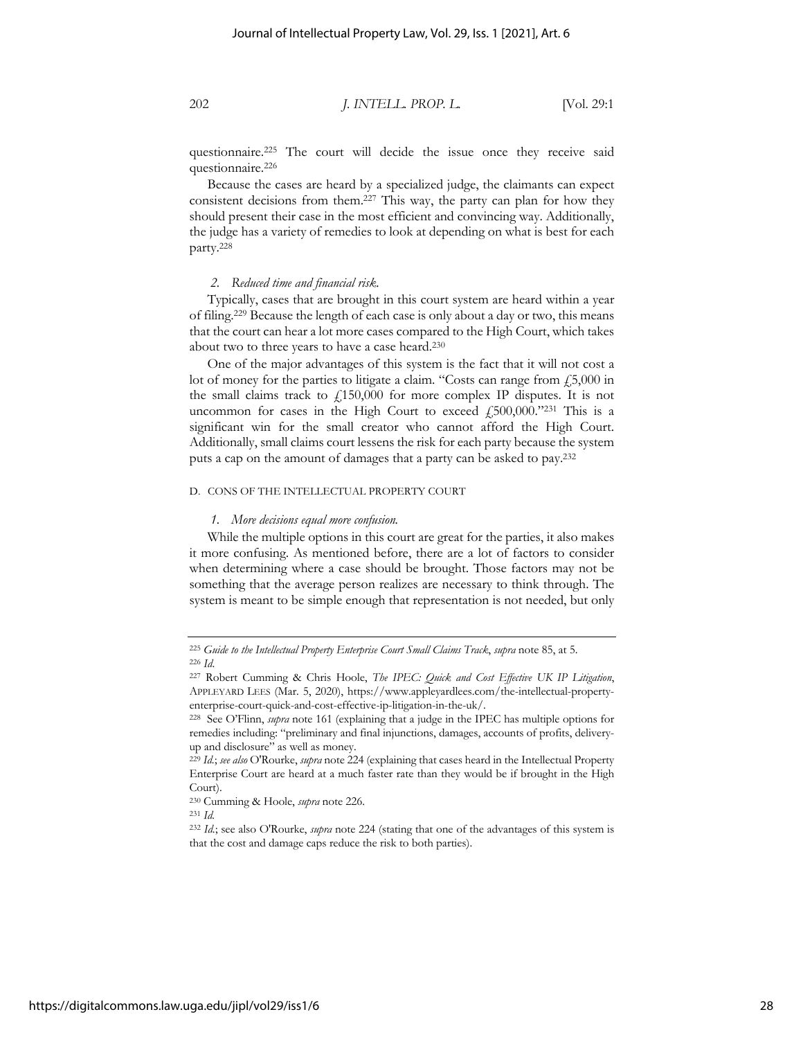questionnaire.[225] The court will decide the issue once they receive said questionnaire.[226]

Because the cases are heard by a specialized judge, the claimants can expect consistent decisions from them.[227] This way, the party can plan for how they should present their case in the most efficient and convincing way. Additionally, the judge has a variety of remedies to look at depending on what is best for each party.[228]

### *2. Reduced time and financial risk.*

Typically, cases that are brought in this court system are heard within a year of filing.[229] Because the length of each case is only about a day or two, this means that the court can hear a lot more cases compared to the High Court, which takes about two to three years to have a case heard.[230]

One of the major advantages of this system is the fact that it will not cost a lot of money for the parties to litigate a claim. "Costs can range from £5,000 in the small claims track to £150,000 for more complex IP disputes. It is not uncommon for cases in the High Court to exceed £500,000."[231] This is a significant win for the small creator who cannot afford the High Court. Additionally, small claims court lessens the risk for each party because the system puts a cap on the amount of damages that a party can be asked to pay.[232]

## D. CONS OF THE INTELLECTUAL PROPERTY COURT

### *1. More decisions equal more confusion.*

While the multiple options in this court are great for the parties, it also makes it more confusing. As mentioned before, there are a lot of factors to consider when determining where a case should be brought. Those factors may not be something that the average person realizes are necessary to think through. The system is meant to be simple enough that representation is not needed, but only

---

[225] *Guide to the Intellectual Property Enterprise Court Small Claims Track*, *supra* note 85, at 5.

[226] *Id.*

[227] Robert Cumming & Chris Hoole, *The IPEC: Quick and Cost Effective UK IP Litigation*, APPLEYARD LEES (Mar. 5, 2020), https://www.appleyardlees.com/the-intellectual-property-enterprise-court-quick-and-cost-effective-ip-litigation-in-the-uk/.

[228] See O'Flinn, *supra* note 161 (explaining that a judge in the IPEC has multiple options for remedies including: "preliminary and final injunctions, damages, accounts of profits, delivery-up and disclosure" as well as money.

[229] *Id.*; *see also* O'Rourke, *supra* note 224 (explaining that cases heard in the Intellectual Property Enterprise Court are heard at a much faster rate than they would be if brought in the High Court).

[230] Cumming & Hoole, *supra* note 226.

[231] *Id.*

[232] *Id.*; see also O'Rourke, *supra* note 224 (stating that one of the advantages of this system is that the cost and damage caps reduce the risk to both parties).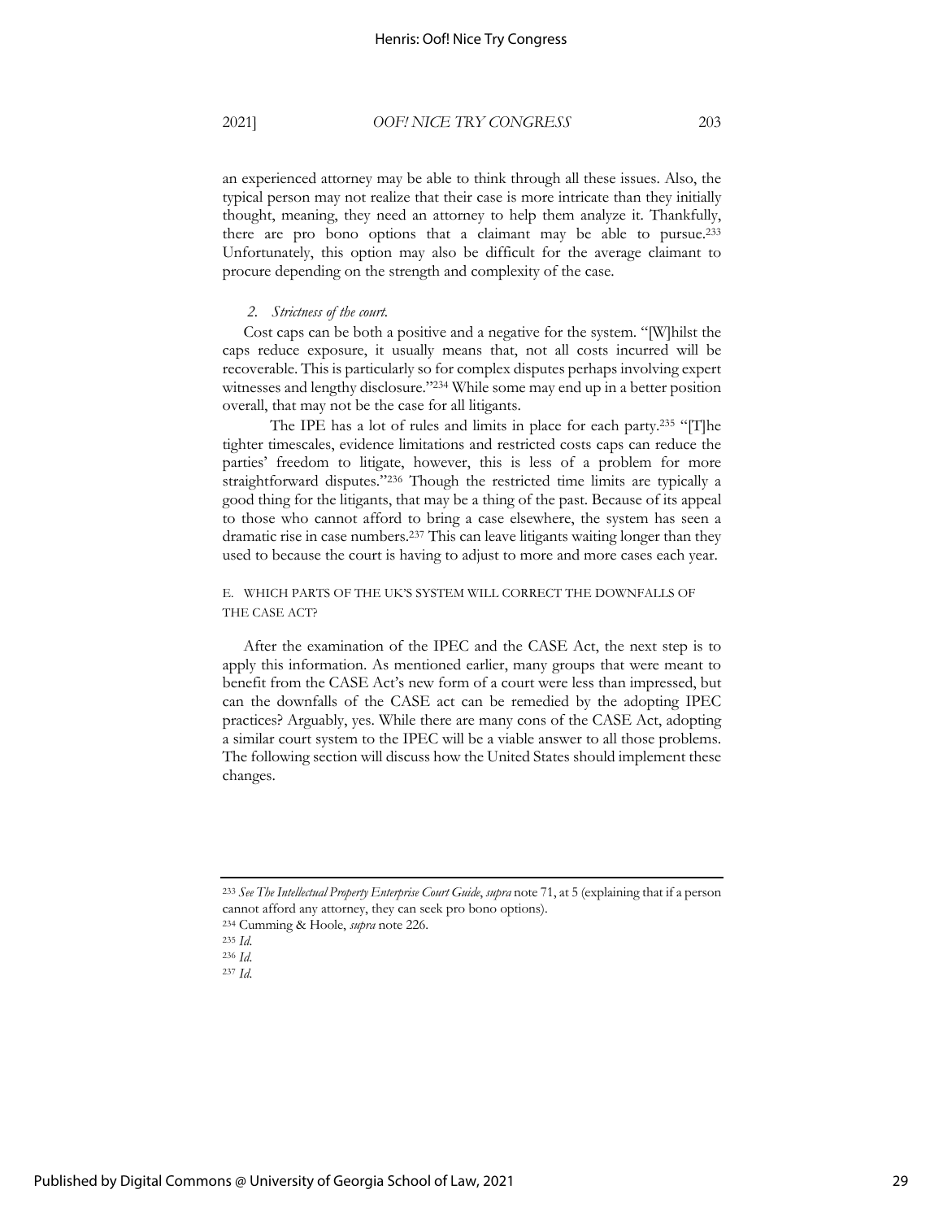an experienced attorney may be able to think through all these issues. Also, the typical person may not realize that their case is more intricate than they initially thought, meaning, they need an attorney to help them analyze it. Thankfully, there are pro bono options that a claimant may be able to pursue.[233] Unfortunately, this option may also be difficult for the average claimant to procure depending on the strength and complexity of the case.

#### *2. Strictness of the court.*

Cost caps can be both a positive and a negative for the system. "[W]hilst the caps reduce exposure, it usually means that, not all costs incurred will be recoverable. This is particularly so for complex disputes perhaps involving expert witnesses and lengthy disclosure."[234] While some may end up in a better position overall, that may not be the case for all litigants.

The IPE has a lot of rules and limits in place for each party.[235] "[T]he tighter timescales, evidence limitations and restricted costs caps can reduce the parties' freedom to litigate, however, this is less of a problem for more straightforward disputes."[236] Though the restricted time limits are typically a good thing for the litigants, that may be a thing of the past. Because of its appeal to those who cannot afford to bring a case elsewhere, the system has seen a dramatic rise in case numbers.[237] This can leave litigants waiting longer than they used to because the court is having to adjust to more and more cases each year.

### E. WHICH PARTS OF THE UK'S SYSTEM WILL CORRECT THE DOWNFALLS OF THE CASE ACT?

After the examination of the IPEC and the CASE Act, the next step is to apply this information. As mentioned earlier, many groups that were meant to benefit from the CASE Act's new form of a court were less than impressed, but can the downfalls of the CASE act can be remedied by the adopting IPEC practices? Arguably, yes. While there are many cons of the CASE Act, adopting a similar court system to the IPEC will be a viable answer to all those problems. The following section will discuss how the United States should implement these changes.

---

[233] *See The Intellectual Property Enterprise Court Guide*, *supra* note 71, at 5 (explaining that if a person cannot afford any attorney, they can seek pro bono options).

[234] Cumming & Hoole, *supra* note 226.

[235] *Id.*

[236] *Id.*

[237] *Id.*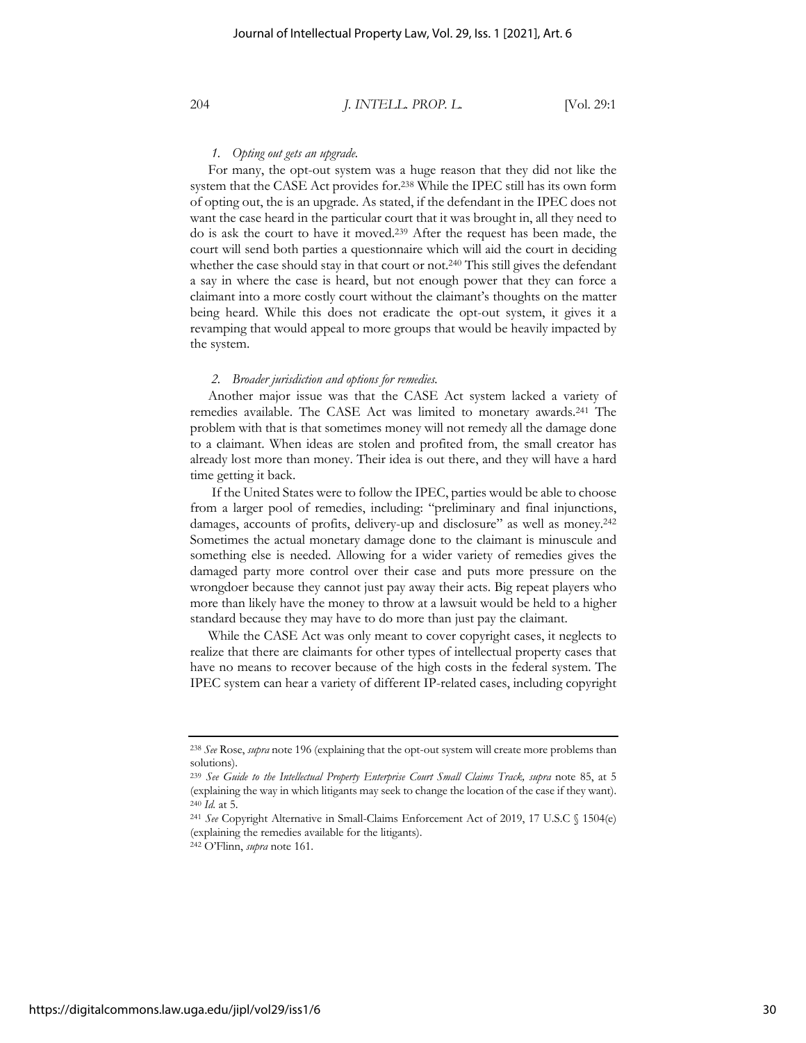### *1. Opting out gets an upgrade.*

For many, the opt-out system was a huge reason that they did not like the system that the CASE Act provides for.[238] While the IPEC still has its own form of opting out, the is an upgrade. As stated, if the defendant in the IPEC does not want the case heard in the particular court that it was brought in, all they need to do is ask the court to have it moved.[239] After the request has been made, the court will send both parties a questionnaire which will aid the court in deciding whether the case should stay in that court or not.[240] This still gives the defendant a say in where the case is heard, but not enough power that they can force a claimant into a more costly court without the claimant's thoughts on the matter being heard. While this does not eradicate the opt-out system, it gives it a revamping that would appeal to more groups that would be heavily impacted by the system.

### *2. Broader jurisdiction and options for remedies.*

Another major issue was that the CASE Act system lacked a variety of remedies available. The CASE Act was limited to monetary awards.[241] The problem with that is that sometimes money will not remedy all the damage done to a claimant. When ideas are stolen and profited from, the small creator has already lost more than money. Their idea is out there, and they will have a hard time getting it back.

If the United States were to follow the IPEC, parties would be able to choose from a larger pool of remedies, including: "preliminary and final injunctions, damages, accounts of profits, delivery-up and disclosure" as well as money.[242] Sometimes the actual monetary damage done to the claimant is minuscule and something else is needed. Allowing for a wider variety of remedies gives the damaged party more control over their case and puts more pressure on the wrongdoer because they cannot just pay away their acts. Big repeat players who more than likely have the money to throw at a lawsuit would be held to a higher standard because they may have to do more than just pay the claimant.

While the CASE Act was only meant to cover copyright cases, it neglects to realize that there are claimants for other types of intellectual property cases that have no means to recover because of the high costs in the federal system. The IPEC system can hear a variety of different IP-related cases, including copyright

---

[238] *See* Rose, *supra* note 196 (explaining that the opt-out system will create more problems than solutions).

[239] *See Guide to the Intellectual Property Enterprise Court Small Claims Track, supra* note 85, at 5 (explaining the way in which litigants may seek to change the location of the case if they want).

[240] *Id.* at 5.

[241] *See* Copyright Alternative in Small-Claims Enforcement Act of 2019, 17 U.S.C § 1504(e) (explaining the remedies available for the litigants).

[242] O'Flinn, *supra* note 161.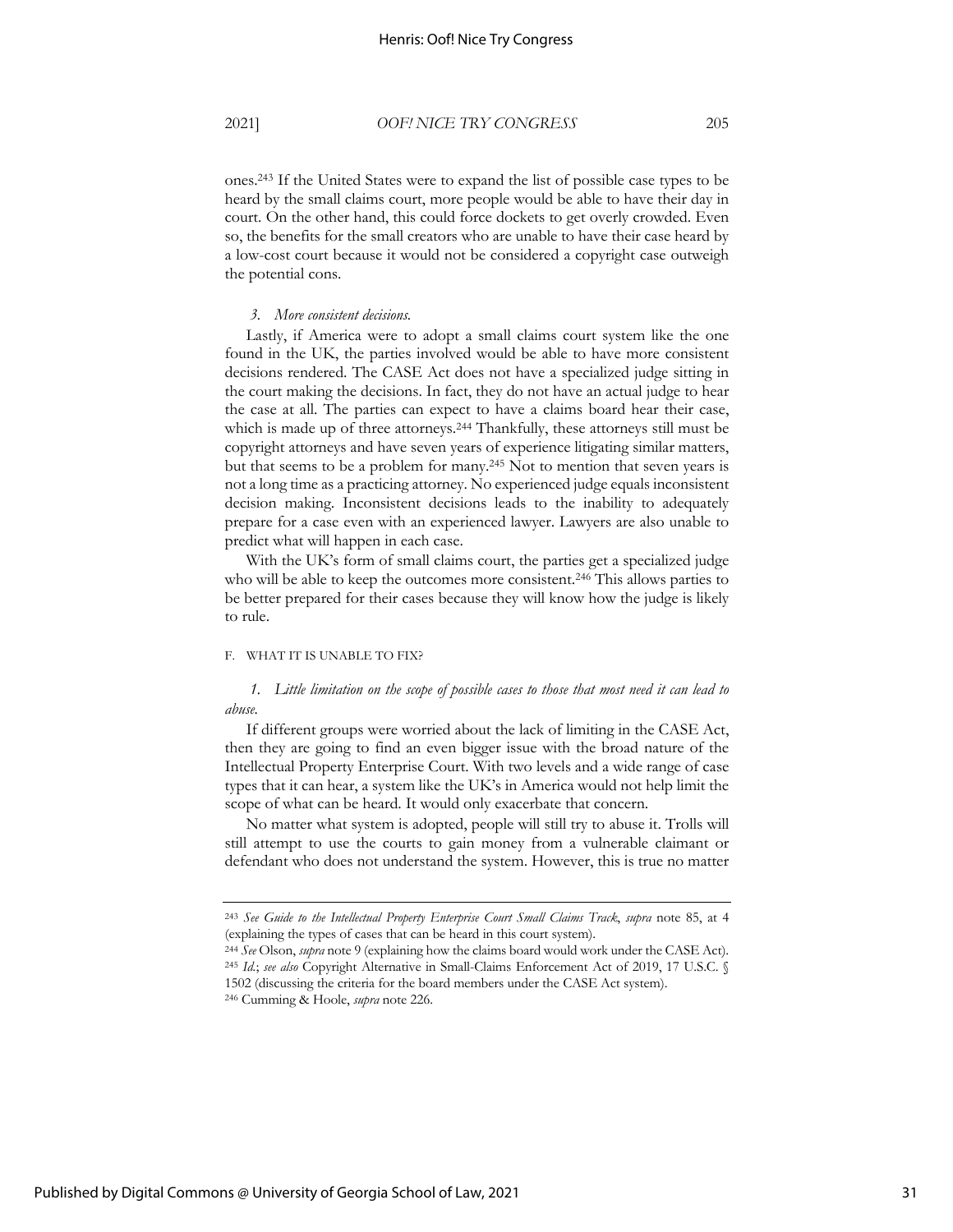ones.[243] If the United States were to expand the list of possible case types to be heard by the small claims court, more people would be able to have their day in court. On the other hand, this could force dockets to get overly crowded. Even so, the benefits for the small creators who are unable to have their case heard by a low-cost court because it would not be considered a copyright case outweigh the potential cons.

#### *3. More consistent decisions.*

Lastly, if America were to adopt a small claims court system like the one found in the UK, the parties involved would be able to have more consistent decisions rendered. The CASE Act does not have a specialized judge sitting in the court making the decisions. In fact, they do not have an actual judge to hear the case at all. The parties can expect to have a claims board hear their case, which is made up of three attorneys.[244] Thankfully, these attorneys still must be copyright attorneys and have seven years of experience litigating similar matters, but that seems to be a problem for many.[245] Not to mention that seven years is not a long time as a practicing attorney. No experienced judge equals inconsistent decision making. Inconsistent decisions leads to the inability to adequately prepare for a case even with an experienced lawyer. Lawyers are also unable to predict what will happen in each case.

With the UK's form of small claims court, the parties get a specialized judge who will be able to keep the outcomes more consistent.[246] This allows parties to be better prepared for their cases because they will know how the judge is likely to rule.

### F. WHAT IT IS UNABLE TO FIX?

#### *1. Little limitation on the scope of possible cases to those that most need it can lead to abuse.*

If different groups were worried about the lack of limiting in the CASE Act, then they are going to find an even bigger issue with the broad nature of the Intellectual Property Enterprise Court. With two levels and a wide range of case types that it can hear, a system like the UK's in America would not help limit the scope of what can be heard. It would only exacerbate that concern.

No matter what system is adopted, people will still try to abuse it. Trolls will still attempt to use the courts to gain money from a vulnerable claimant or defendant who does not understand the system. However, this is true no matter

---

[243] *See Guide to the Intellectual Property Enterprise Court Small Claims Track*, *supra* note 85, at 4 (explaining the types of cases that can be heard in this court system).

[244] *See* Olson, *supra* note 9 (explaining how the claims board would work under the CASE Act).

[245] *Id.*; *see also* Copyright Alternative in Small-Claims Enforcement Act of 2019, 17 U.S.C. § 1502 (discussing the criteria for the board members under the CASE Act system).

[246] Cumming & Hoole, *supra* note 226.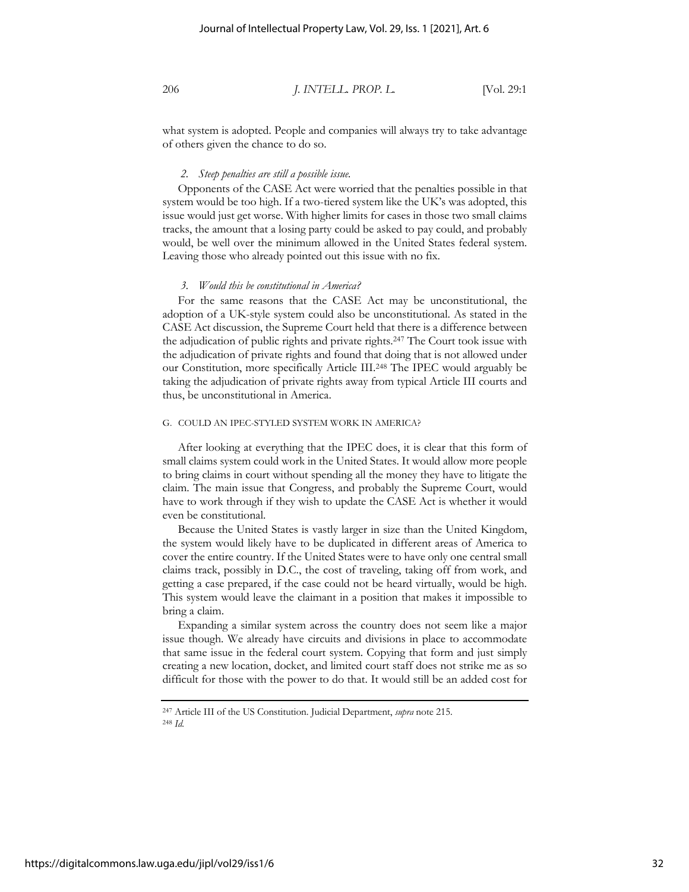what system is adopted. People and companies will always try to take advantage of others given the chance to do so.

*2. Steep penalties are still a possible issue.*

Opponents of the CASE Act were worried that the penalties possible in that system would be too high. If a two-tiered system like the UK's was adopted, this issue would just get worse. With higher limits for cases in those two small claims tracks, the amount that a losing party could be asked to pay could, and probably would, be well over the minimum allowed in the United States federal system. Leaving those who already pointed out this issue with no fix.

*3. Would this be constitutional in America?*

For the same reasons that the CASE Act may be unconstitutional, the adoption of a UK-style system could also be unconstitutional. As stated in the CASE Act discussion, the Supreme Court held that there is a difference between the adjudication of public rights and private rights.[247] The Court took issue with the adjudication of private rights and found that doing that is not allowed under our Constitution, more specifically Article III.[248] The IPEC would arguably be taking the adjudication of private rights away from typical Article III courts and thus, be unconstitutional in America.

G. COULD AN IPEC-STYLED SYSTEM WORK IN AMERICA?

After looking at everything that the IPEC does, it is clear that this form of small claims system could work in the United States. It would allow more people to bring claims in court without spending all the money they have to litigate the claim. The main issue that Congress, and probably the Supreme Court, would have to work through if they wish to update the CASE Act is whether it would even be constitutional.

Because the United States is vastly larger in size than the United Kingdom, the system would likely have to be duplicated in different areas of America to cover the entire country. If the United States were to have only one central small claims track, possibly in D.C., the cost of traveling, taking off from work, and getting a case prepared, if the case could not be heard virtually, would be high. This system would leave the claimant in a position that makes it impossible to bring a claim.

Expanding a similar system across the country does not seem like a major issue though. We already have circuits and divisions in place to accommodate that same issue in the federal court system. Copying that form and just simply creating a new location, docket, and limited court staff does not strike me as so difficult for those with the power to do that. It would still be an added cost for

---

[247] Article III of the US Constitution. Judicial Department, *supra* note 215.

[248] *Id.*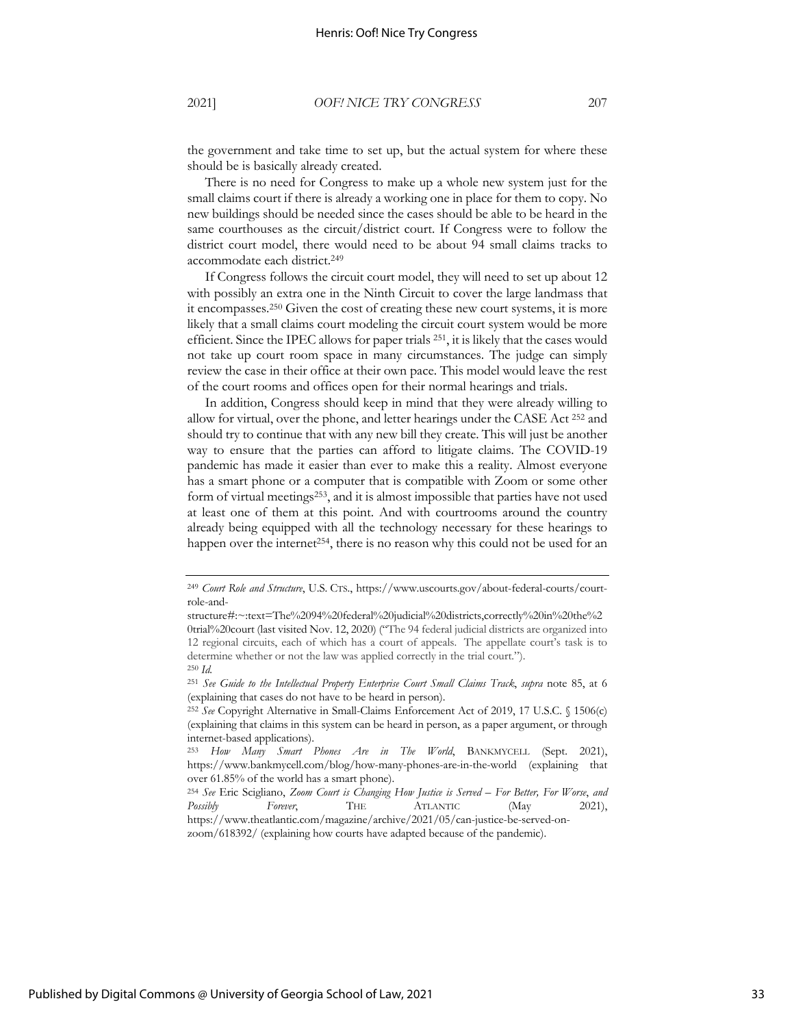the government and take time to set up, but the actual system for where these should be is basically already created.

There is no need for Congress to make up a whole new system just for the small claims court if there is already a working one in place for them to copy. No new buildings should be needed since the cases should be able to be heard in the same courthouses as the circuit/district court. If Congress were to follow the district court model, there would need to be about 94 small claims tracks to accommodate each district.[249]

If Congress follows the circuit court model, they will need to set up about 12 with possibly an extra one in the Ninth Circuit to cover the large landmass that it encompasses.[250] Given the cost of creating these new court systems, it is more likely that a small claims court modeling the circuit court system would be more efficient. Since the IPEC allows for paper trials [251], it is likely that the cases would not take up court room space in many circumstances. The judge can simply review the case in their office at their own pace. This model would leave the rest of the court rooms and offices open for their normal hearings and trials.

In addition, Congress should keep in mind that they were already willing to allow for virtual, over the phone, and letter hearings under the CASE Act [252] and should try to continue that with any new bill they create. This will just be another way to ensure that the parties can afford to litigate claims. The COVID-19 pandemic has made it easier than ever to make this a reality. Almost everyone has a smart phone or a computer that is compatible with Zoom or some other form of virtual meetings[253], and it is almost impossible that parties have not used at least one of them at this point. And with courtrooms around the country already being equipped with all the technology necessary for these hearings to happen over the internet[254], there is no reason why this could not be used for an

---

[249] *Court Role and Structure*, U.S. CTS., https://www.uscourts.gov/about-federal-courts/court-role-and-structure#:~:text=The%2094%20federal%20judicial%20districts,correctly%20in%20the%20trial%20court (last visited Nov. 12, 2020) ("The 94 federal judicial districts are organized into 12 regional circuits, each of which has a court of appeals. The appellate court's task is to determine whether or not the law was applied correctly in the trial court.").

[250] *Id.*

[251] *See Guide to the Intellectual Property Enterprise Court Small Claims Track*, *supra* note 85, at 6 (explaining that cases do not have to be heard in person).

[252] *See* Copyright Alternative in Small-Claims Enforcement Act of 2019, 17 U.S.C. § 1506(c) (explaining that claims in this system can be heard in person, as a paper argument, or through internet-based applications).

[253] *How Many Smart Phones Are in The World*, BANKMYCELL (Sept. 2021), https://www.bankmycell.com/blog/how-many-phones-are-in-the-world (explaining that over 61.85% of the world has a smart phone).

[254] *See* Eric Scigliano, *Zoom Court is Changing How Justice is Served – For Better, For Worse, and Possibly Forever*, THE ATLANTIC (May 2021), https://www.theatlantic.com/magazine/archive/2021/05/can-justice-be-served-on-zoom/618392/ (explaining how courts have adapted because of the pandemic).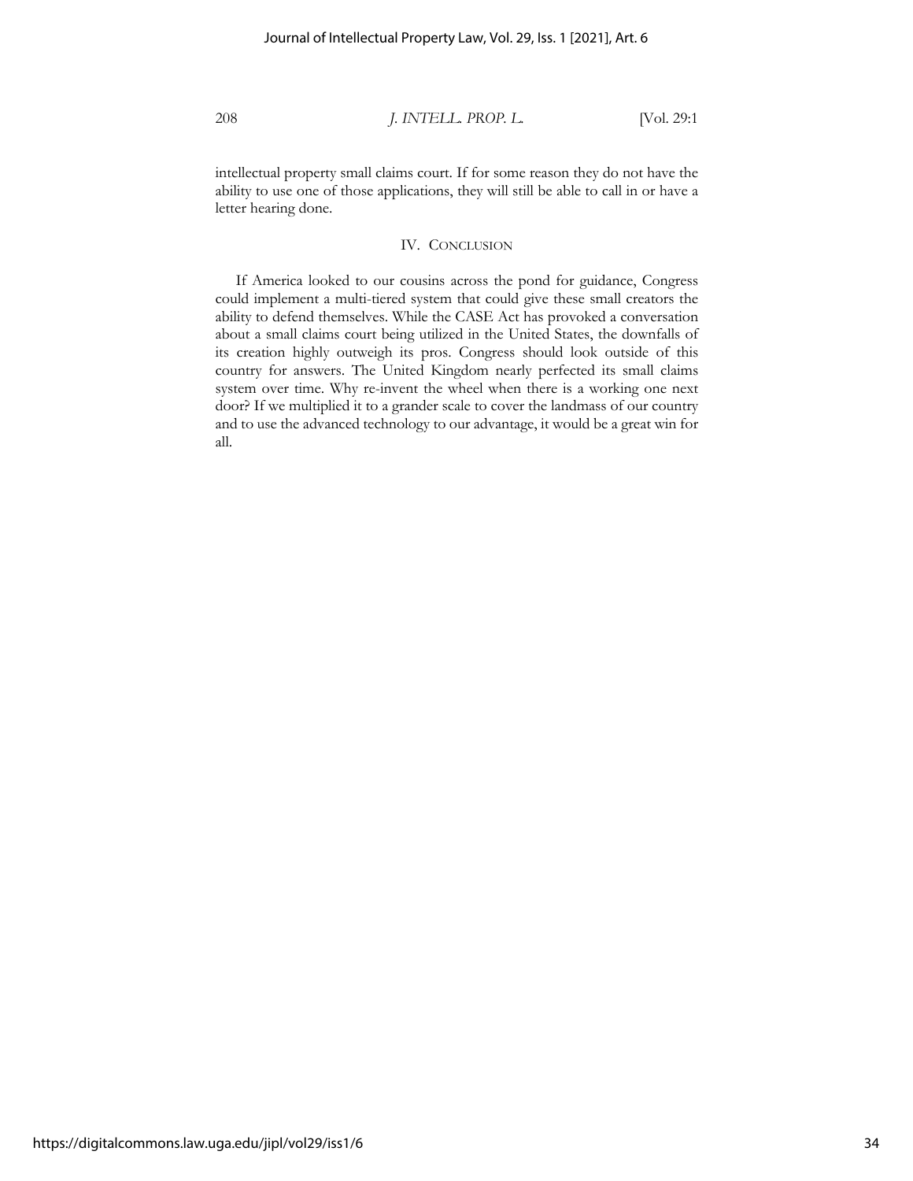intellectual property small claims court. If for some reason they do not have the ability to use one of those applications, they will still be able to call in or have a letter hearing done.

## IV. CONCLUSION

If America looked to our cousins across the pond for guidance, Congress could implement a multi-tiered system that could give these small creators the ability to defend themselves. While the CASE Act has provoked a conversation about a small claims court being utilized in the United States, the downfalls of its creation highly outweigh its pros. Congress should look outside of this country for answers. The United Kingdom nearly perfected its small claims system over time. Why re-invent the wheel when there is a working one next door? If we multiplied it to a grander scale to cover the landmass of our country and to use the advanced technology to our advantage, it would be a great win for all.